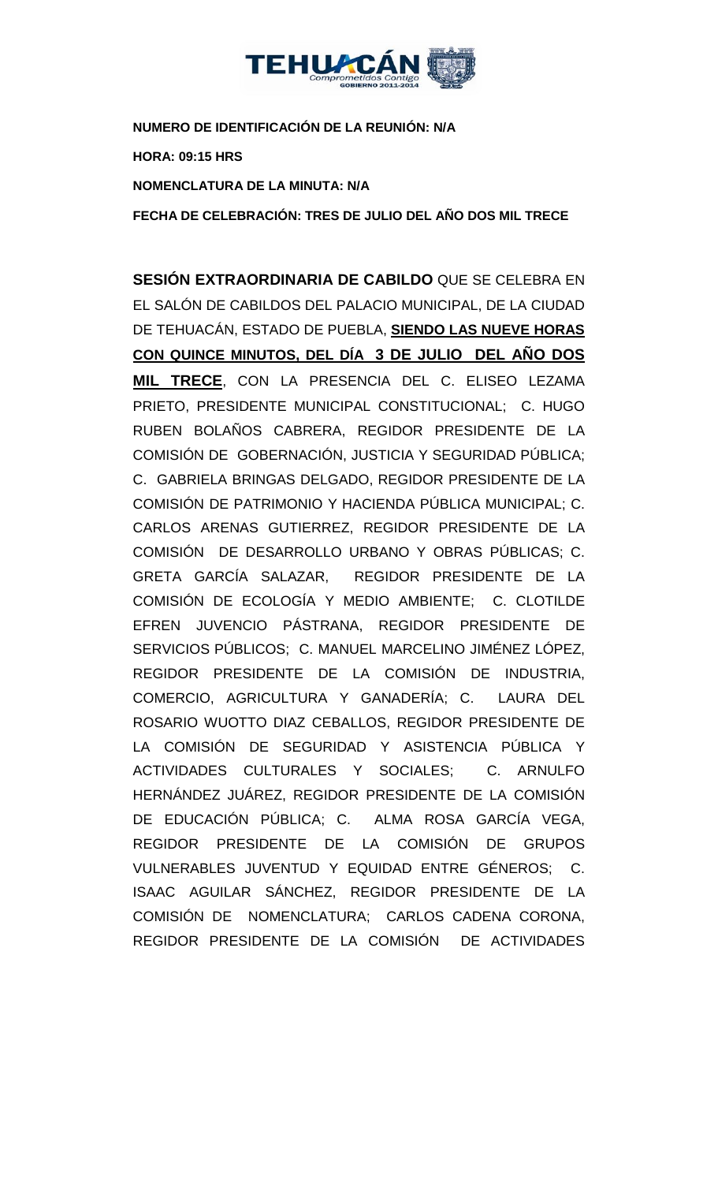**NUMERO DE IDENTIFICACIÓN DE LA REUNIÓN: N/A**

**HORA: 09:15 HRS**

**NOMENCLATURA DE LA MINUTA: N/A**

**FECHA DE CELEBRACIÓN: TRES DE JULIO DEL AÑO DOS MIL TRECE**

**SESIÓN EXTRAORDINARIA DE CABILDO** QUE SE CELEBRA EN EL SALÓN DE CABILDOS DEL PALACIO MUNICIPAL, DE LA CIUDAD DE TEHUACÁN, ESTADO DE PUEBLA, **SIENDO LAS NUEVE HORAS CON QUINCE MINUTOS, DEL DÍA 3 DE JULIO DEL AÑO DOS MIL TRECE**, CON LA PRESENCIA DEL C. ELISEO LEZAMA PRIETO, PRESIDENTE MUNICIPAL CONSTITUCIONAL; C. HUGO RUBEN BOLAÑOS CABRERA, REGIDOR PRESIDENTE DE LA COMISIÓN DE GOBERNACIÓN, JUSTICIA Y SEGURIDAD PÚBLICA; C. GABRIELA BRINGAS DELGADO, REGIDOR PRESIDENTE DE LA COMISIÓN DE PATRIMONIO Y HACIENDA PÚBLICA MUNICIPAL; C. CARLOS ARENAS GUTIERREZ, REGIDOR PRESIDENTE DE LA COMISIÓN DE DESARROLLO URBANO Y OBRAS PÚBLICAS; C. GRETA GARCÍA SALAZAR, REGIDOR PRESIDENTE DE LA COMISIÓN DE ECOLOGÍA Y MEDIO AMBIENTE; C. CLOTILDE EFREN JUVENCIO PÁSTRANA, REGIDOR PRESIDENTE DE SERVICIOS PÚBLICOS; C. MANUEL MARCELINO JIMÉNEZ LÓPEZ, REGIDOR PRESIDENTE DE LA COMISIÓN DE INDUSTRIA, COMERCIO, AGRICULTURA Y GANADERÍA; C. LAURA DEL ROSARIO WUOTTO DIAZ CEBALLOS, REGIDOR PRESIDENTE DE LA COMISIÓN DE SEGURIDAD Y ASISTENCIA PÚBLICA Y ACTIVIDADES CULTURALES Y SOCIALES; C. ARNULFO HERNÁNDEZ JUÁREZ, REGIDOR PRESIDENTE DE LA COMISIÓN DE EDUCACIÓN PÚBLICA; C. ALMA ROSA GARCÍA VEGA, REGIDOR PRESIDENTE DE LA COMISIÓN DE GRUPOS VULNERABLES JUVENTUD Y EQUIDAD ENTRE GÉNEROS; C. ISAAC AGUILAR SÁNCHEZ, REGIDOR PRESIDENTE DE LA COMISIÓN DE NOMENCLATURA; CARLOS CADENA CORONA, REGIDOR PRESIDENTE DE LA COMISIÓN DE ACTIVIDADES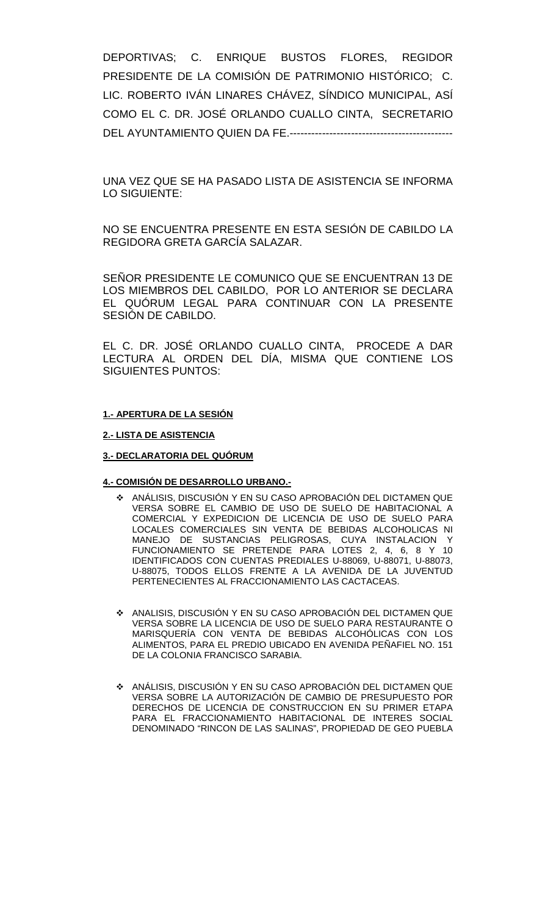DEPORTIVAS; C. ENRIQUE BUSTOS FLORES, REGIDOR PRESIDENTE DE LA COMISIÓN DE PATRIMONIO HISTÓRICO; C. LIC. ROBERTO IVÁN LINARES CHÁVEZ, SÍNDICO MUNICIPAL, ASÍ COMO EL C. DR. JOSÉ ORLANDO CUALLO CINTA, SECRETARIO DEL AYUNTAMIENTO QUIEN DA FE.---------------------------------------------

UNA VEZ QUE SE HA PASADO LISTA DE ASISTENCIA SE INFORMA LO SIGUIENTE:

NO SE ENCUENTRA PRESENTE EN ESTA SESIÓN DE CABILDO LA REGIDORA GRETA GARCÍA SALAZAR.

SEÑOR PRESIDENTE LE COMUNICO QUE SE ENCUENTRAN 13 DE LOS MIEMBROS DEL CABILDO, POR LO ANTERIOR SE DECLARA EL QUÓRUM LEGAL PARA CONTINUAR CON LA PRESENTE SESIÓN DE CABILDO.

EL C. DR. JOSÉ ORLANDO CUALLO CINTA, PROCEDE A DAR LECTURA AL ORDEN DEL DÍA, MISMA QUE CONTIENE LOS SIGUIENTES PUNTOS:

**1.- APERTURA DE LA SESIÓN**

**2.- LISTA DE ASISTENCIA**

**3.- DECLARATORIA DEL QUÓRUM**

**4.- COMISIÓN DE DESARROLLO URBANO.-**

- ANÁLISIS, DISCUSIÓN Y EN SU CASO APROBACIÓN DEL DICTAMEN QUE VERSA SOBRE EL CAMBIO DE USO DE SUELO DE HABITACIONAL A COMERCIAL Y EXPEDICION DE LICENCIA DE USO DE SUELO PARA LOCALES COMERCIALES SIN VENTA DE BEBIDAS ALCOHOLICAS NI MANEJO DE SUSTANCIAS PELIGROSAS, CUYA INSTALACION Y FUNCIONAMIENTO SE PRETENDE PARA LOTES 2, 4, 6, 8 Y 10 IDENTIFICADOS CON CUENTAS PREDIALES U-88069, U-88071, U-88073, U-88075, TODOS ELLOS FRENTE A LA AVENIDA DE LA JUVENTUD PERTENECIENTES AL FRACCIONAMIENTO LAS CACTACEAS.

- ANALISIS, DISCUSIÓN Y EN SU CASO APROBACIÓN DEL DICTAMEN QUE VERSA SOBRE LA LICENCIA DE USO DE SUELO PARA RESTAURANTE O MARISQUERÍA CON VENTA DE BEBIDAS ALCOHÓLICAS CON LOS ALIMENTOS, PARA EL PREDIO UBICADO EN AVENIDA PEÑAFIEL NO. 151 DE LA COLONIA FRANCISCO SARABIA.

- ANÁLISIS, DISCUSIÓN Y EN SU CASO APROBACIÓN DEL DICTAMEN QUE VERSA SOBRE LA AUTORIZACIÓN DE CAMBIO DE PRESUPUESTO POR DERECHOS DE LICENCIA DE CONSTRUCCION EN SU PRIMER ETAPA PARA EL FRACCIONAMIENTO HABITACIONAL DE INTERES SOCIAL DENOMINADO "RINCON DE LAS SALINAS", PROPIEDAD DE GEO PUEBLA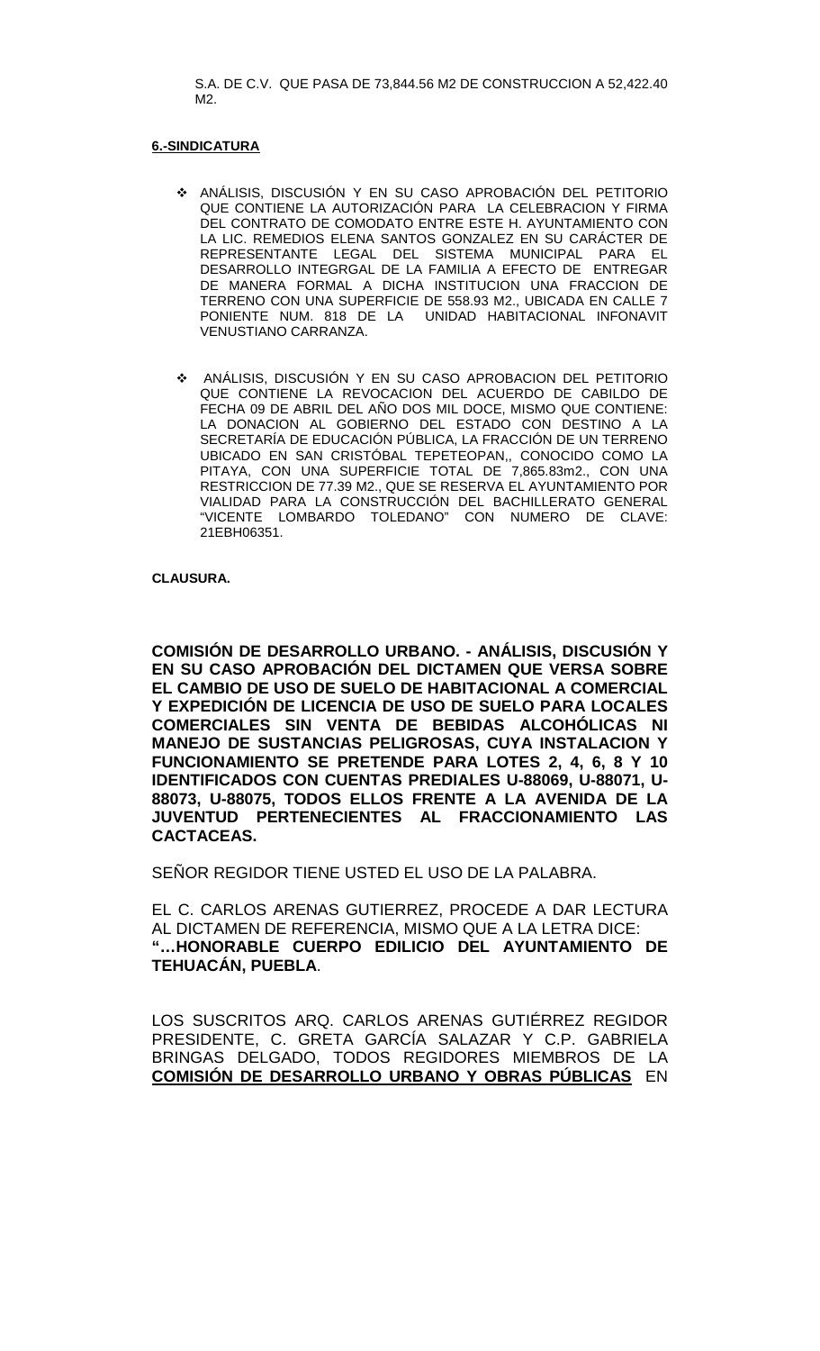S.A. DE C.V. QUE PASA DE 73,844.56 M2 DE CONSTRUCCION A 52,422.40 M2.

**6.-SINDICATURA**

- ANÁLISIS, DISCUSIÓN Y EN SU CASO APROBACIÓN DEL PETITORIO QUE CONTIENE LA AUTORIZACIÓN PARA LA CELEBRACION Y FIRMA DEL CONTRATO DE COMODATO ENTRE ESTE H. AYUNTAMIENTO CON LA LIC. REMEDIOS ELENA SANTOS GONZALEZ EN SU CARÁCTER DE REPRESENTANTE LEGAL DEL SISTEMA MUNICIPAL PARA EL DESARROLLO INTEGRGAL DE LA FAMILIA A EFECTO DE ENTREGAR DE MANERA FORMAL A DICHA INSTITUCION UNA FRACCION DE TERRENO CON UNA SUPERFICIE DE 558.93 M2., UBICADA EN CALLE 7 PONIENTE NUM. 818 DE LA UNIDAD HABITACIONAL INFONAVIT VENUSTIANO CARRANZA.

- ANÁLISIS, DISCUSIÓN Y EN SU CASO APROBACION DEL PETITORIO QUE CONTIENE LA REVOCACION DEL ACUERDO DE CABILDO DE FECHA 09 DE ABRIL DEL AÑO DOS MIL DOCE, MISMO QUE CONTIENE: LA DONACION AL GOBIERNO DEL ESTADO CON DESTINO A LA SECRETARÍA DE EDUCACIÓN PÚBLICA, LA FRACCIÓN DE UN TERRENO UBICADO EN SAN CRISTÓBAL TEPETEOPAN,, CONOCIDO COMO LA PITAYA, CON UNA SUPERFICIE TOTAL DE 7,865.83m2., CON UNA RESTRICCION DE 77.39 M2., QUE SE RESERVA EL AYUNTAMIENTO POR VIALIDAD PARA LA CONSTRUCCIÓN DEL BACHILLERATO GENERAL "VICENTE LOMBARDO TOLEDANO" CON NUMERO DE CLAVE: 21EBH06351.

**CLAUSURA.**

**COMISIÓN DE DESARROLLO URBANO. - ANÁLISIS, DISCUSIÓN Y EN SU CASO APROBACIÓN DEL DICTAMEN QUE VERSA SOBRE EL CAMBIO DE USO DE SUELO DE HABITACIONAL A COMERCIAL Y EXPEDICIÓN DE LICENCIA DE USO DE SUELO PARA LOCALES COMERCIALES SIN VENTA DE BEBIDAS ALCOHÓLICAS NI MANEJO DE SUSTANCIAS PELIGROSAS, CUYA INSTALACION Y FUNCIONAMIENTO SE PRETENDE PARA LOTES 2, 4, 6, 8 Y 10 IDENTIFICADOS CON CUENTAS PREDIALES U-88069, U-88071, U-88073, U-88075, TODOS ELLOS FRENTE A LA AVENIDA DE LA JUVENTUD PERTENECIENTES AL FRACCIONAMIENTO LAS CACTACEAS.**

SEÑOR REGIDOR TIENE USTED EL USO DE LA PALABRA.

EL C. CARLOS ARENAS GUTIERREZ, PROCEDE A DAR LECTURA AL DICTAMEN DE REFERENCIA, MISMO QUE A LA LETRA DICE:
**"…HONORABLE CUERPO EDILICIO DEL AYUNTAMIENTO DE TEHUACÁN, PUEBLA**.

LOS SUSCRITOS ARQ. CARLOS ARENAS GUTIÉRREZ REGIDOR PRESIDENTE, C. GRETA GARCÍA SALAZAR Y C.P. GABRIELA BRINGAS DELGADO, TODOS REGIDORES MIEMBROS DE LA **COMISIÓN DE DESARROLLO URBANO Y OBRAS PÚBLICAS** EN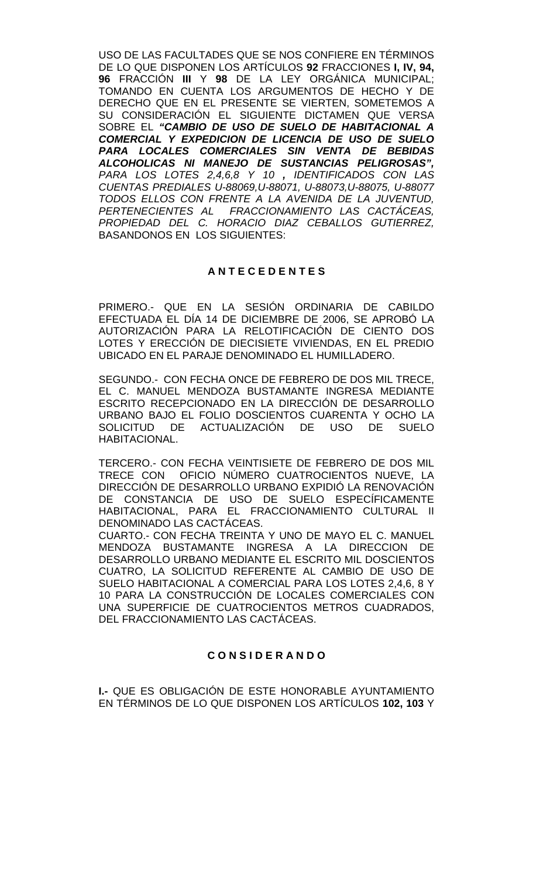USO DE LAS FACULTADES QUE SE NOS CONFIERE EN TÉRMINOS DE LO QUE DISPONEN LOS ARTÍCULOS **92** FRACCIONES **I, IV, 94, 96** FRACCIÓN **III** Y **98** DE LA LEY ORGÁNICA MUNICIPAL; TOMANDO EN CUENTA LOS ARGUMENTOS DE HECHO Y DE DERECHO QUE EN EL PRESENTE SE VIERTEN, SOMETEMOS A SU CONSIDERACIÓN EL SIGUIENTE DICTAMEN QUE VERSA SOBRE EL ***"CAMBIO DE USO DE SUELO DE HABITACIONAL A COMERCIAL Y EXPEDICION DE LICENCIA DE USO DE SUELO PARA LOCALES COMERCIALES SIN VENTA DE BEBIDAS ALCOHOLICAS NI MANEJO DE SUSTANCIAS PELIGROSAS",*** *PARA LOS LOTES 2,4,6,8 Y 10* ***,*** *IDENTIFICADOS CON LAS CUENTAS PREDIALES U-88069,U-88071, U-88073,U-88075, U-88077 TODOS ELLOS CON FRENTE A LA AVENIDA DE LA JUVENTUD, PERTENECIENTES AL FRACCIONAMIENTO LAS CACTÁCEAS, PROPIEDAD DEL C. HORACIO DIAZ CEBALLOS GUTIERREZ,* BASANDONOS EN LOS SIGUIENTES:

## A N T E C E D E N T E S

PRIMERO.- QUE EN LA SESIÓN ORDINARIA DE CABILDO EFECTUADA EL DÍA 14 DE DICIEMBRE DE 2006, SE APROBÓ LA AUTORIZACIÓN PARA LA RELOTIFICACIÓN DE CIENTO DOS LOTES Y ERECCIÓN DE DIECISIETE VIVIENDAS, EN EL PREDIO UBICADO EN EL PARAJE DENOMINADO EL HUMILLADERO.

SEGUNDO.- CON FECHA ONCE DE FEBRERO DE DOS MIL TRECE, EL C. MANUEL MENDOZA BUSTAMANTE INGRESA MEDIANTE ESCRITO RECEPCIONADO EN LA DIRECCIÓN DE DESARROLLO URBANO BAJO EL FOLIO DOSCIENTOS CUARENTA Y OCHO LA SOLICITUD DE ACTUALIZACIÓN DE USO DE SUELO HABITACIONAL.

TERCERO.- CON FECHA VEINTISIETE DE FEBRERO DE DOS MIL TRECE CON OFICIO NÚMERO CUATROCIENTOS NUEVE, LA DIRECCIÓN DE DESARROLLO URBANO EXPIDIÓ LA RENOVACIÓN DE CONSTANCIA DE USO DE SUELO ESPECÍFICAMENTE HABITACIONAL, PARA EL FRACCIONAMIENTO CULTURAL II DENOMINADO LAS CACTÁCEAS.

CUARTO.- CON FECHA TREINTA Y UNO DE MAYO EL C. MANUEL MENDOZA BUSTAMANTE INGRESA A LA DIRECCION DE DESARROLLO URBANO MEDIANTE EL ESCRITO MIL DOSCIENTOS CUATRO, LA SOLICITUD REFERENTE AL CAMBIO DE USO DE SUELO HABITACIONAL A COMERCIAL PARA LOS LOTES 2,4,6, 8 Y 10 PARA LA CONSTRUCCIÓN DE LOCALES COMERCIALES CON UNA SUPERFICIE DE CUATROCIENTOS METROS CUADRADOS, DEL FRACCIONAMIENTO LAS CACTÁCEAS.

## C O N S I D E R A N D O

**I.-** QUE ES OBLIGACIÓN DE ESTE HONORABLE AYUNTAMIENTO EN TÉRMINOS DE LO QUE DISPONEN LOS ARTÍCULOS **102, 103** Y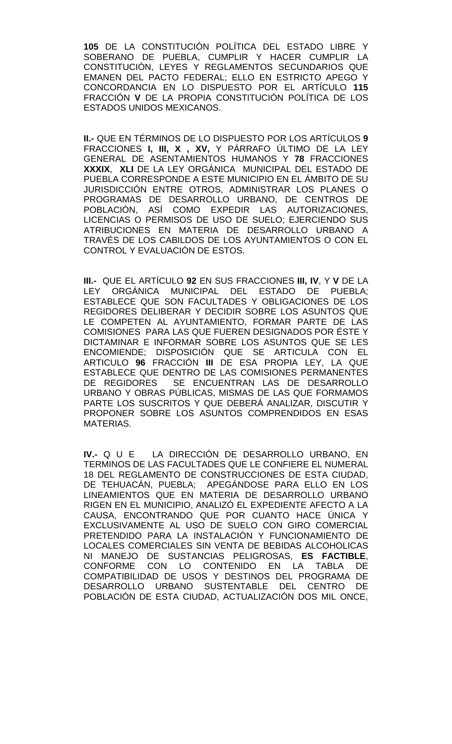**105** DE LA CONSTITUCIÓN POLÍTICA DEL ESTADO LIBRE Y SOBERANO DE PUEBLA, CUMPLIR Y HACER CUMPLIR LA CONSTITUCIÓN, LEYES Y REGLAMENTOS SECUNDARIOS QUE EMANEN DEL PACTO FEDERAL; ELLO EN ESTRICTO APEGO Y CONCORDANCIA EN LO DISPUESTO POR EL ARTÍCULO **115** FRACCIÓN **V** DE LA PROPIA CONSTITUCIÓN POLÍTICA DE LOS ESTADOS UNIDOS MEXICANOS.

**II.-** QUE EN TÉRMINOS DE LO DISPUESTO POR LOS ARTÍCULOS **9** FRACCIONES **I, III, X , XV,** Y PÁRRAFO ÚLTIMO DE LA LEY GENERAL DE ASENTAMIENTOS HUMANOS Y **78** FRACCIONES **XXXIX**, **XLI** DE LA LEY ORGÁNICA MUNICIPAL DEL ESTADO DE PUEBLA CORRESPONDE A ESTE MUNICIPIO EN EL ÁMBITO DE SU JURISDICCIÓN ENTRE OTROS, ADMINISTRAR LOS PLANES O PROGRAMAS DE DESARROLLO URBANO, DE CENTROS DE POBLACIÓN, ASÍ COMO EXPEDIR LAS AUTORIZACIONES, LICENCIAS O PERMISOS DE USO DE SUELO; EJERCIENDO SUS ATRIBUCIONES EN MATERIA DE DESARROLLO URBANO A TRAVÉS DE LOS CABILDOS DE LOS AYUNTAMIENTOS O CON EL CONTROL Y EVALUACIÓN DE ESTOS.

**III.-** QUE EL ARTÍCULO **92** EN SUS FRACCIONES **III, IV**, Y **V** DE LA LEY ORGÁNICA MUNICIPAL DEL ESTADO DE PUEBLA; ESTABLECE QUE SON FACULTADES Y OBLIGACIONES DE LOS REGIDORES DELIBERAR Y DECIDIR SOBRE LOS ASUNTOS QUE LE COMPETEN AL AYUNTAMIENTO, FORMAR PARTE DE LAS COMISIONES PARA LAS QUE FUEREN DESIGNADOS POR ÉSTE Y DICTAMINAR E INFORMAR SOBRE LOS ASUNTOS QUE SE LES ENCOMIENDE; DISPOSICIÓN QUE SE ARTICULA CON EL ARTICULO **96** FRACCIÓN **III** DE ESA PROPIA LEY, LA QUE ESTABLECE QUE DENTRO DE LAS COMISIONES PERMANENTES DE REGIDORES SE ENCUENTRAN LAS DE DESARROLLO URBANO Y OBRAS PÚBLICAS, MISMAS DE LAS QUE FORMAMOS PARTE LOS SUSCRITOS Y QUE DEBERÁ ANALIZAR, DISCUTIR Y PROPONER SOBRE LOS ASUNTOS COMPRENDIDOS EN ESAS MATERIAS.

**IV.-** Q U E LA DIRECCIÓN DE DESARROLLO URBANO, EN TERMINOS DE LAS FACULTADES QUE LE CONFIERE EL NUMERAL 18 DEL REGLAMENTO DE CONSTRUCCIONES DE ESTA CIUDAD, DE TEHUACÁN, PUEBLA; APEGÁNDOSE PARA ELLO EN LOS LINEAMIENTOS QUE EN MATERIA DE DESARROLLO URBANO RIGEN EN EL MUNICIPIO, ANALIZÓ EL EXPEDIENTE AFECTO A LA CAUSA, ENCONTRANDO QUE POR CUANTO HACE ÚNICA Y EXCLUSIVAMENTE AL USO DE SUELO CON GIRO COMERCIAL PRETENDIDO PARA LA INSTALACIÓN Y FUNCIONAMIENTO DE LOCALES COMERCIALES SIN VENTA DE BEBIDAS ALCOHOLICAS NI MANEJO DE SUSTANCIAS PELIGROSAS, **ES FACTIBLE**, CONFORME CON LO CONTENIDO EN LA TABLA DE COMPATIBILIDAD DE USOS Y DESTINOS DEL PROGRAMA DE DESARROLLO URBANO SUSTENTABLE DEL CENTRO DE POBLACIÓN DE ESTA CIUDAD, ACTUALIZACIÓN DOS MIL ONCE,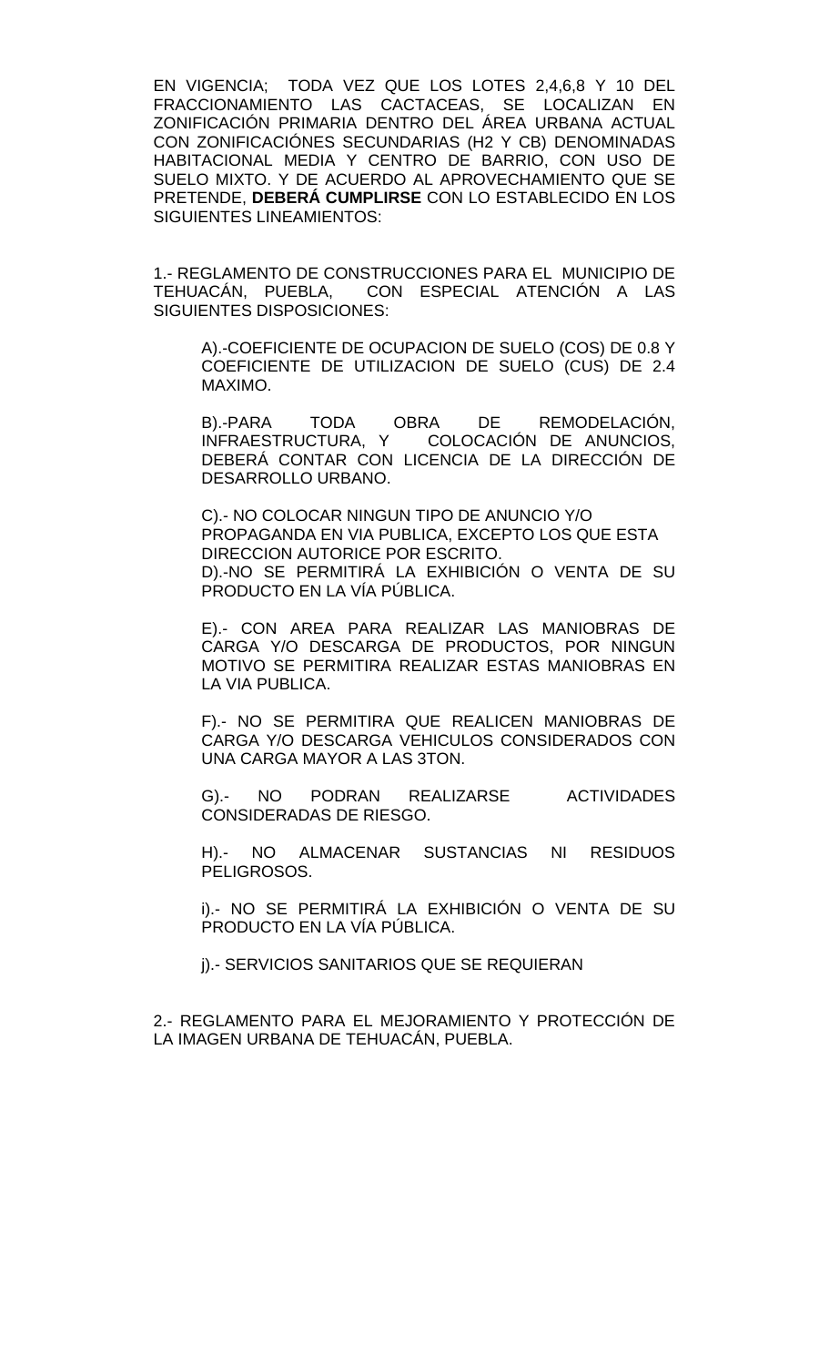EN VIGENCIA; TODA VEZ QUE LOS LOTES 2,4,6,8 Y 10 DEL FRACCIONAMIENTO LAS CACTACEAS, SE LOCALIZAN EN ZONIFICACIÓN PRIMARIA DENTRO DEL ÁREA URBANA ACTUAL CON ZONIFICACIÓNES SECUNDARIAS (H2 Y CB) DENOMINADAS HABITACIONAL MEDIA Y CENTRO DE BARRIO, CON USO DE SUELO MIXTO. Y DE ACUERDO AL APROVECHAMIENTO QUE SE PRETENDE, **DEBERÁ CUMPLIRSE** CON LO ESTABLECIDO EN LOS SIGUIENTES LINEAMIENTOS:

1.- REGLAMENTO DE CONSTRUCCIONES PARA EL MUNICIPIO DE TEHUACÁN, PUEBLA, CON ESPECIAL ATENCIÓN A LAS SIGUIENTES DISPOSICIONES:

A).-COEFICIENTE DE OCUPACION DE SUELO (COS) DE 0.8 Y COEFICIENTE DE UTILIZACION DE SUELO (CUS) DE 2.4 MAXIMO.

B).-PARA TODA OBRA DE REMODELACIÓN, INFRAESTRUCTURA, Y COLOCACIÓN DE ANUNCIOS, DEBERÁ CONTAR CON LICENCIA DE LA DIRECCIÓN DE DESARROLLO URBANO.

C).- NO COLOCAR NINGUN TIPO DE ANUNCIO Y/O PROPAGANDA EN VIA PUBLICA, EXCEPTO LOS QUE ESTA DIRECCION AUTORICE POR ESCRITO.
D).-NO SE PERMITIRÁ LA EXHIBICIÓN O VENTA DE SU PRODUCTO EN LA VÍA PÚBLICA.

E).- CON AREA PARA REALIZAR LAS MANIOBRAS DE CARGA Y/O DESCARGA DE PRODUCTOS, POR NINGUN MOTIVO SE PERMITIRA REALIZAR ESTAS MANIOBRAS EN LA VIA PUBLICA.

F).- NO SE PERMITIRA QUE REALICEN MANIOBRAS DE CARGA Y/O DESCARGA VEHICULOS CONSIDERADOS CON UNA CARGA MAYOR A LAS 3TON.

G).- NO PODRAN REALIZARSE ACTIVIDADES CONSIDERADAS DE RIESGO.

H).- NO ALMACENAR SUSTANCIAS NI RESIDUOS PELIGROSOS.

i).- NO SE PERMITIRÁ LA EXHIBICIÓN O VENTA DE SU PRODUCTO EN LA VÍA PÚBLICA.

j).- SERVICIOS SANITARIOS QUE SE REQUIERAN

2.- REGLAMENTO PARA EL MEJORAMIENTO Y PROTECCIÓN DE LA IMAGEN URBANA DE TEHUACÁN, PUEBLA.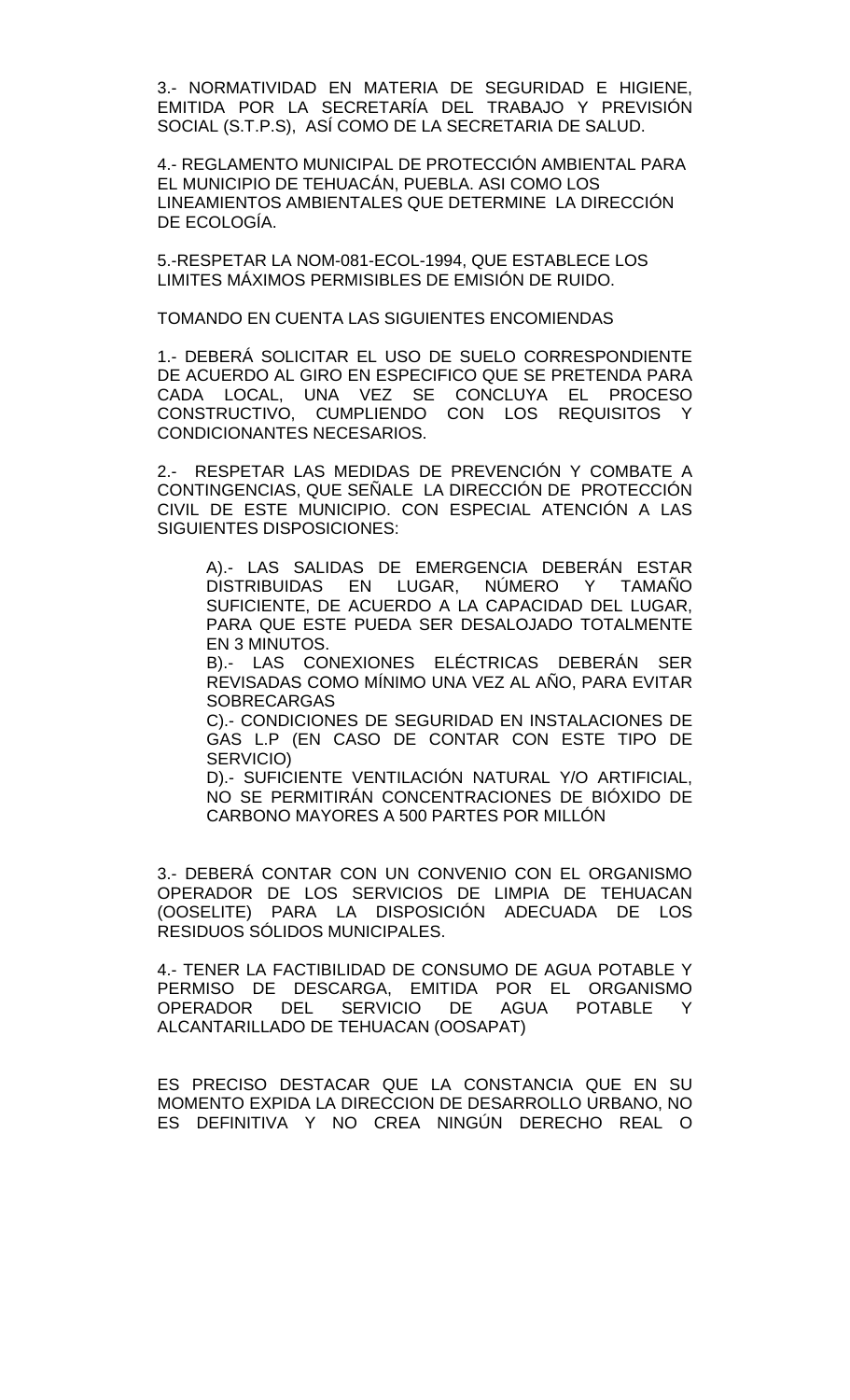3.- NORMATIVIDAD EN MATERIA DE SEGURIDAD E HIGIENE, EMITIDA POR LA SECRETARÍA DEL TRABAJO Y PREVISIÓN SOCIAL (S.T.P.S), ASÍ COMO DE LA SECRETARIA DE SALUD.

4.- REGLAMENTO MUNICIPAL DE PROTECCIÓN AMBIENTAL PARA EL MUNICIPIO DE TEHUACÁN, PUEBLA. ASI COMO LOS LINEAMIENTOS AMBIENTALES QUE DETERMINE LA DIRECCIÓN DE ECOLOGÍA.

5.-RESPETAR LA NOM-081-ECOL-1994, QUE ESTABLECE LOS LIMITES MÁXIMOS PERMISIBLES DE EMISIÓN DE RUIDO.

TOMANDO EN CUENTA LAS SIGUIENTES ENCOMIENDAS

1.- DEBERÁ SOLICITAR EL USO DE SUELO CORRESPONDIENTE DE ACUERDO AL GIRO EN ESPECIFICO QUE SE PRETENDA PARA CADA LOCAL, UNA VEZ SE CONCLUYA EL PROCESO CONSTRUCTIVO, CUMPLIENDO CON LOS REQUISITOS Y CONDICIONANTES NECESARIOS.

2.- RESPETAR LAS MEDIDAS DE PREVENCIÓN Y COMBATE A CONTINGENCIAS, QUE SEÑALE LA DIRECCIÓN DE PROTECCIÓN CIVIL DE ESTE MUNICIPIO. CON ESPECIAL ATENCIÓN A LAS SIGUIENTES DISPOSICIONES:

> A).- LAS SALIDAS DE EMERGENCIA DEBERÁN ESTAR DISTRIBUIDAS EN LUGAR, NÚMERO Y TAMAÑO SUFICIENTE, DE ACUERDO A LA CAPACIDAD DEL LUGAR, PARA QUE ESTE PUEDA SER DESALOJADO TOTALMENTE EN 3 MINUTOS.
>
> B).- LAS CONEXIONES ELÉCTRICAS DEBERÁN SER REVISADAS COMO MÍNIMO UNA VEZ AL AÑO, PARA EVITAR SOBRECARGAS
>
> C).- CONDICIONES DE SEGURIDAD EN INSTALACIONES DE GAS L.P (EN CASO DE CONTAR CON ESTE TIPO DE SERVICIO)
>
> D).- SUFICIENTE VENTILACIÓN NATURAL Y/O ARTIFICIAL, NO SE PERMITIRÁN CONCENTRACIONES DE BIÓXIDO DE CARBONO MAYORES A 500 PARTES POR MILLÓN

3.- DEBERÁ CONTAR CON UN CONVENIO CON EL ORGANISMO OPERADOR DE LOS SERVICIOS DE LIMPIA DE TEHUACAN (OOSELITE) PARA LA DISPOSICIÓN ADECUADA DE LOS RESIDUOS SÓLIDOS MUNICIPALES.

4.- TENER LA FACTIBILIDAD DE CONSUMO DE AGUA POTABLE Y PERMISO DE DESCARGA, EMITIDA POR EL ORGANISMO OPERADOR DEL SERVICIO DE AGUA POTABLE Y ALCANTARILLADO DE TEHUACAN (OOSAPAT)

ES PRECISO DESTACAR QUE LA CONSTANCIA QUE EN SU MOMENTO EXPIDA LA DIRECCION DE DESARROLLO URBANO, NO ES DEFINITIVA Y NO CREA NINGÚN DERECHO REAL O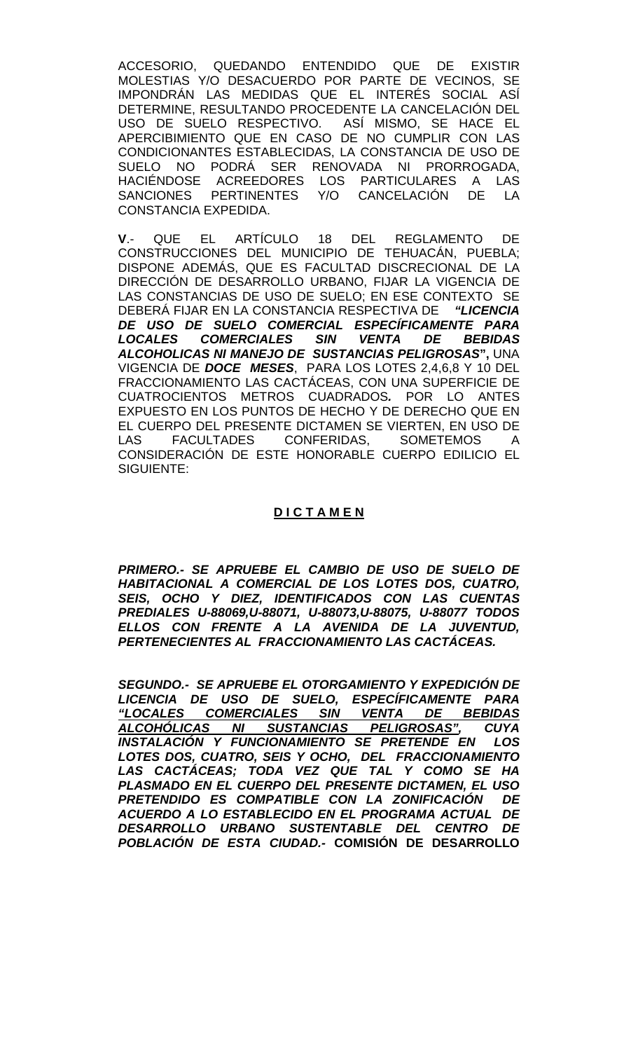ACCESORIO, QUEDANDO ENTENDIDO QUE DE EXISTIR MOLESTIAS Y/O DESACUERDO POR PARTE DE VECINOS, SE IMPONDRÁN LAS MEDIDAS QUE EL INTERÉS SOCIAL ASÍ DETERMINE, RESULTANDO PROCEDENTE LA CANCELACIÓN DEL USO DE SUELO RESPECTIVO. ASÍ MISMO, SE HACE EL APERCIBIMIENTO QUE EN CASO DE NO CUMPLIR CON LAS CONDICIONANTES ESTABLECIDAS, LA CONSTANCIA DE USO DE SUELO NO PODRÁ SER RENOVADA NI PRORROGADA, HACIÉNDOSE ACREEDORES LOS PARTICULARES A LAS SANCIONES PERTINENTES Y/O CANCELACIÓN DE LA CONSTANCIA EXPEDIDA.

**V**.- QUE EL ARTÍCULO 18 DEL REGLAMENTO DE CONSTRUCCIONES DEL MUNICIPIO DE TEHUACÁN, PUEBLA; DISPONE ADEMÁS, QUE ES FACULTAD DISCRECIONAL DE LA DIRECCIÓN DE DESARROLLO URBANO, FIJAR LA VIGENCIA DE LAS CONSTANCIAS DE USO DE SUELO; EN ESE CONTEXTO SE DEBERÁ FIJAR EN LA CONSTANCIA RESPECTIVA DE ***"LICENCIA DE USO DE SUELO COMERCIAL ESPECÍFICAMENTE PARA LOCALES COMERCIALES SIN VENTA DE BEBIDAS ALCOHOLICAS NI MANEJO DE SUSTANCIAS PELIGROSAS*"**, UNA VIGENCIA DE ***DOCE MESES***, PARA LOS LOTES 2,4,6,8 Y 10 DEL FRACCIONAMIENTO LAS CACTÁCEAS, CON UNA SUPERFICIE DE CUATROCIENTOS METROS CUADRADOS***.*** POR LO ANTES EXPUESTO EN LOS PUNTOS DE HECHO Y DE DERECHO QUE EN EL CUERPO DEL PRESENTE DICTAMEN SE VIERTEN, EN USO DE LAS FACULTADES CONFERIDAS, SOMETEMOS A CONSIDERACIÓN DE ESTE HONORABLE CUERPO EDILICIO EL SIGUIENTE:

## D I C T A M E N

***PRIMERO.- SE APRUEBE EL CAMBIO DE USO DE SUELO DE HABITACIONAL A COMERCIAL DE LOS LOTES DOS, CUATRO, SEIS, OCHO Y DIEZ, IDENTIFICADOS CON LAS CUENTAS PREDIALES U-88069,U-88071, U-88073,U-88075, U-88077 TODOS ELLOS CON FRENTE A LA AVENIDA DE LA JUVENTUD, PERTENECIENTES AL FRACCIONAMIENTO LAS CACTÁCEAS.***

***SEGUNDO.- SE APRUEBE EL OTORGAMIENTO Y EXPEDICIÓN DE LICENCIA DE USO DE SUELO, ESPECÍFICAMENTE PARA "LOCALES COMERCIALES SIN VENTA DE BEBIDAS ALCOHÓLICAS NI SUSTANCIAS PELIGROSAS", CUYA INSTALACIÓN Y FUNCIONAMIENTO SE PRETENDE EN LOS LOTES DOS, CUATRO, SEIS Y OCHO, DEL FRACCIONAMIENTO LAS CACTÁCEAS; TODA VEZ QUE TAL Y COMO SE HA PLASMADO EN EL CUERPO DEL PRESENTE DICTAMEN, EL USO PRETENDIDO ES COMPATIBLE CON LA ZONIFICACIÓN DE ACUERDO A LO ESTABLECIDO EN EL PROGRAMA ACTUAL DE DESARROLLO URBANO SUSTENTABLE DEL CENTRO DE POBLACIÓN DE ESTA CIUDAD.-*** **COMISIÓN DE DESARROLLO**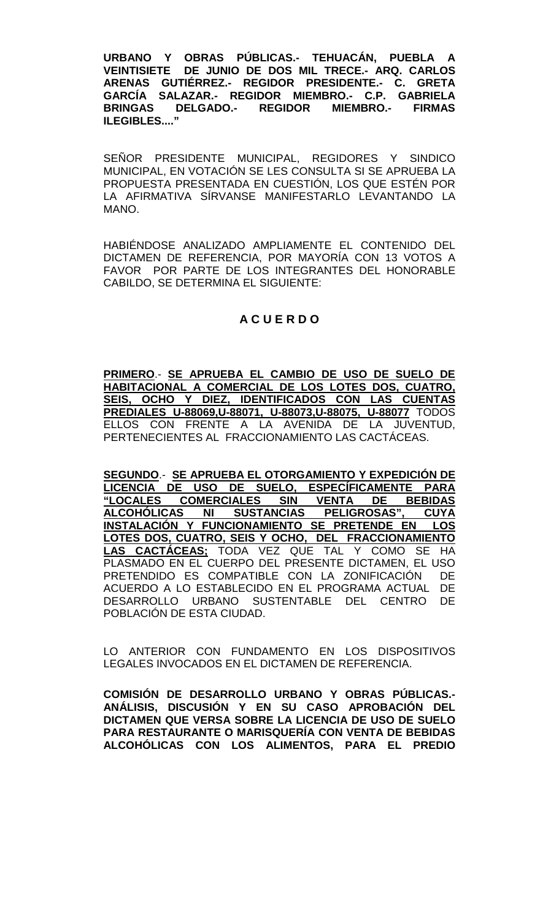**URBANO Y OBRAS PÚBLICAS.- TEHUACÁN, PUEBLA A VEINTISIETE DE JUNIO DE DOS MIL TRECE.- ARQ. CARLOS ARENAS GUTIÉRREZ.- REGIDOR PRESIDENTE.- C. GRETA GARCÍA SALAZAR.- REGIDOR MIEMBRO.- C.P. GABRIELA BRINGAS DELGADO.- REGIDOR MIEMBRO.- FIRMAS ILEGIBLES...."**

SEÑOR PRESIDENTE MUNICIPAL, REGIDORES Y SINDICO MUNICIPAL, EN VOTACIÓN SE LES CONSULTA SI SE APRUEBA LA PROPUESTA PRESENTADA EN CUESTIÓN, LOS QUE ESTÉN POR LA AFIRMATIVA SÍRVANSE MANIFESTARLO LEVANTANDO LA MANO.

HABIÉNDOSE ANALIZADO AMPLIAMENTE EL CONTENIDO DEL DICTAMEN DE REFERENCIA, POR MAYORÍA CON 13 VOTOS A FAVOR POR PARTE DE LOS INTEGRANTES DEL HONORABLE CABILDO, SE DETERMINA EL SIGUIENTE:

**A C U E R D O**

**PRIMERO**.- **SE APRUEBA EL CAMBIO DE USO DE SUELO DE HABITACIONAL A COMERCIAL DE LOS LOTES DOS, CUATRO, SEIS, OCHO Y DIEZ, IDENTIFICADOS CON LAS CUENTAS PREDIALES U-88069,U-88071, U-88073,U-88075, U-88077** TODOS ELLOS CON FRENTE A LA AVENIDA DE LA JUVENTUD, PERTENECIENTES AL FRACCIONAMIENTO LAS CACTÁCEAS.

**SEGUNDO**.- **SE APRUEBA EL OTORGAMIENTO Y EXPEDICIÓN DE LICENCIA DE USO DE SUELO, ESPECÍFICAMENTE PARA "LOCALES COMERCIALES SIN VENTA DE BEBIDAS ALCOHÓLICAS NI SUSTANCIAS PELIGROSAS", CUYA INSTALACIÓN Y FUNCIONAMIENTO SE PRETENDE EN LOS LOTES DOS, CUATRO, SEIS Y OCHO, DEL FRACCIONAMIENTO LAS CACTÁCEAS;** TODA VEZ QUE TAL Y COMO SE HA PLASMADO EN EL CUERPO DEL PRESENTE DICTAMEN, EL USO PRETENDIDO ES COMPATIBLE CON LA ZONIFICACIÓN DE ACUERDO A LO ESTABLECIDO EN EL PROGRAMA ACTUAL DE DESARROLLO URBANO SUSTENTABLE DEL CENTRO DE POBLACIÓN DE ESTA CIUDAD.

LO ANTERIOR CON FUNDAMENTO EN LOS DISPOSITIVOS LEGALES INVOCADOS EN EL DICTAMEN DE REFERENCIA.

**COMISIÓN DE DESARROLLO URBANO Y OBRAS PÚBLICAS.- ANÁLISIS, DISCUSIÓN Y EN SU CASO APROBACIÓN DEL DICTAMEN QUE VERSA SOBRE LA LICENCIA DE USO DE SUELO PARA RESTAURANTE O MARISQUERÍA CON VENTA DE BEBIDAS ALCOHÓLICAS CON LOS ALIMENTOS, PARA EL PREDIO**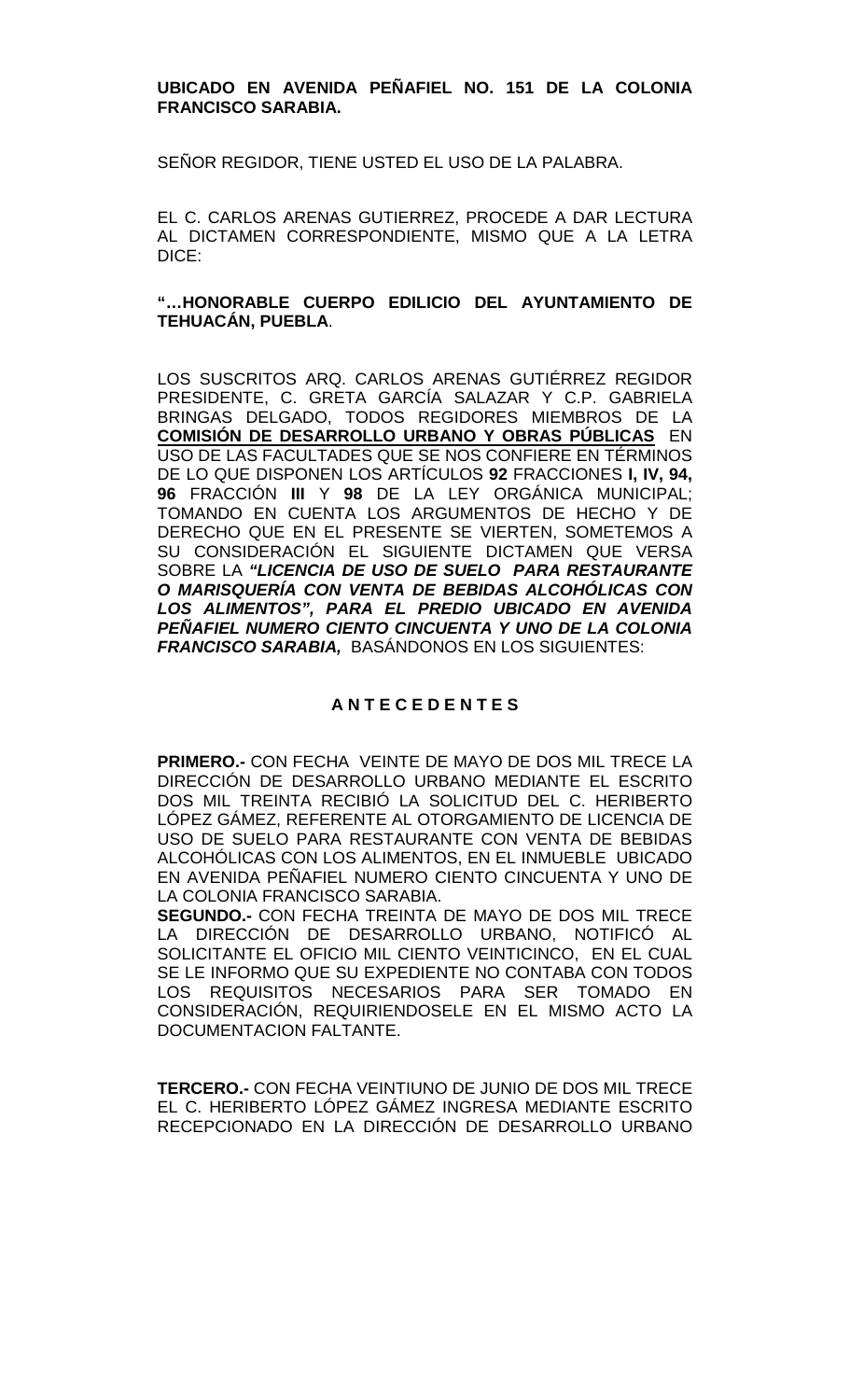**UBICADO EN AVENIDA PEÑAFIEL NO. 151 DE LA COLONIA FRANCISCO SARABIA.**

SEÑOR REGIDOR, TIENE USTED EL USO DE LA PALABRA.

EL C. CARLOS ARENAS GUTIERREZ, PROCEDE A DAR LECTURA AL DICTAMEN CORRESPONDIENTE, MISMO QUE A LA LETRA DICE:

**"…HONORABLE CUERPO EDILICIO DEL AYUNTAMIENTO DE TEHUACÁN, PUEBLA**.

LOS SUSCRITOS ARQ. CARLOS ARENAS GUTIÉRREZ REGIDOR PRESIDENTE, C. GRETA GARCÍA SALAZAR Y C.P. GABRIELA BRINGAS DELGADO, TODOS REGIDORES MIEMBROS DE LA **COMISIÓN DE DESARROLLO URBANO Y OBRAS PÚBLICAS** EN USO DE LAS FACULTADES QUE SE NOS CONFIERE EN TÉRMINOS DE LO QUE DISPONEN LOS ARTÍCULOS **92** FRACCIONES **I, IV, 94, 96** FRACCIÓN **III** Y **98** DE LA LEY ORGÁNICA MUNICIPAL; TOMANDO EN CUENTA LOS ARGUMENTOS DE HECHO Y DE DERECHO QUE EN EL PRESENTE SE VIERTEN, SOMETEMOS A SU CONSIDERACIÓN EL SIGUIENTE DICTAMEN QUE VERSA SOBRE LA ***"LICENCIA DE USO DE SUELO PARA RESTAURANTE O MARISQUERÍA CON VENTA DE BEBIDAS ALCOHÓLICAS CON LOS ALIMENTOS", PARA EL PREDIO UBICADO EN AVENIDA PEÑAFIEL NUMERO CIENTO CINCUENTA Y UNO DE LA COLONIA FRANCISCO SARABIA,*** BASÁNDONOS EN LOS SIGUIENTES:

**A N T E C E D E N T E S**

**PRIMERO.-** CON FECHA VEINTE DE MAYO DE DOS MIL TRECE LA DIRECCIÓN DE DESARROLLO URBANO MEDIANTE EL ESCRITO DOS MIL TREINTA RECIBIÓ LA SOLICITUD DEL C. HERIBERTO LÓPEZ GÁMEZ, REFERENTE AL OTORGAMIENTO DE LICENCIA DE USO DE SUELO PARA RESTAURANTE CON VENTA DE BEBIDAS ALCOHÓLICAS CON LOS ALIMENTOS, EN EL INMUEBLE UBICADO EN AVENIDA PEÑAFIEL NUMERO CIENTO CINCUENTA Y UNO DE LA COLONIA FRANCISCO SARABIA.

**SEGUNDO.-** CON FECHA TREINTA DE MAYO DE DOS MIL TRECE LA DIRECCIÓN DE DESARROLLO URBANO, NOTIFICÓ AL SOLICITANTE EL OFICIO MIL CIENTO VEINTICINCO, EN EL CUAL SE LE INFORMO QUE SU EXPEDIENTE NO CONTABA CON TODOS LOS REQUISITOS NECESARIOS PARA SER TOMADO EN CONSIDERACIÓN, REQUIRIENDOSELE EN EL MISMO ACTO LA DOCUMENTACION FALTANTE.

**TERCERO.-** CON FECHA VEINTIUNO DE JUNIO DE DOS MIL TRECE EL C. HERIBERTO LÓPEZ GÁMEZ INGRESA MEDIANTE ESCRITO RECEPCIONADO EN LA DIRECCIÓN DE DESARROLLO URBANO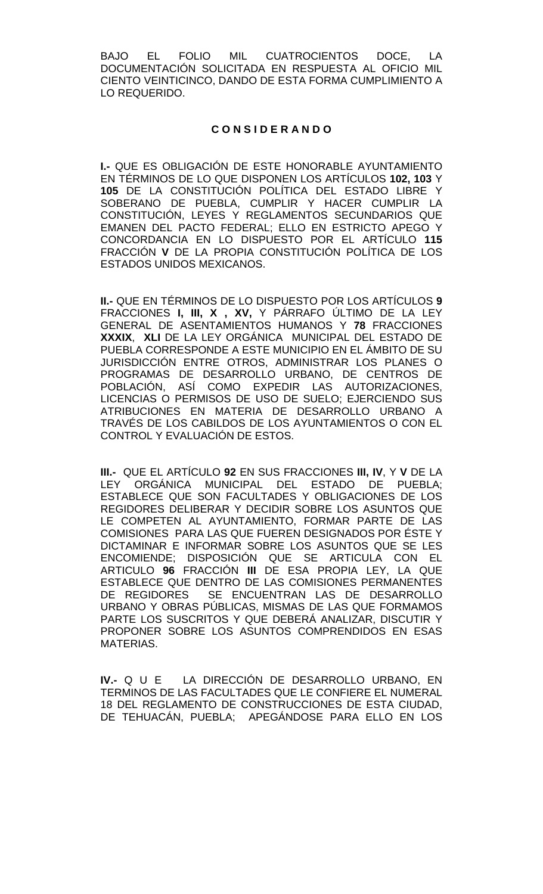BAJO EL FOLIO MIL CUATROCIENTOS DOCE, LA DOCUMENTACIÓN SOLICITADA EN RESPUESTA AL OFICIO MIL CIENTO VEINTICINCO, DANDO DE ESTA FORMA CUMPLIMIENTO A LO REQUERIDO.

**C O N S I D E R A N D O**

**I.-** QUE ES OBLIGACIÓN DE ESTE HONORABLE AYUNTAMIENTO EN TÉRMINOS DE LO QUE DISPONEN LOS ARTÍCULOS **102, 103** Y **105** DE LA CONSTITUCIÓN POLÍTICA DEL ESTADO LIBRE Y SOBERANO DE PUEBLA, CUMPLIR Y HACER CUMPLIR LA CONSTITUCIÓN, LEYES Y REGLAMENTOS SECUNDARIOS QUE EMANEN DEL PACTO FEDERAL; ELLO EN ESTRICTO APEGO Y CONCORDANCIA EN LO DISPUESTO POR EL ARTÍCULO **115** FRACCIÓN **V** DE LA PROPIA CONSTITUCIÓN POLÍTICA DE LOS ESTADOS UNIDOS MEXICANOS.

**II.-** QUE EN TÉRMINOS DE LO DISPUESTO POR LOS ARTÍCULOS **9** FRACCIONES **I, III, X , XV,** Y PÁRRAFO ÚLTIMO DE LA LEY GENERAL DE ASENTAMIENTOS HUMANOS Y **78** FRACCIONES **XXXIX**, **XLI** DE LA LEY ORGÁNICA MUNICIPAL DEL ESTADO DE PUEBLA CORRESPONDE A ESTE MUNICIPIO EN EL ÁMBITO DE SU JURISDICCIÓN ENTRE OTROS, ADMINISTRAR LOS PLANES O PROGRAMAS DE DESARROLLO URBANO, DE CENTROS DE POBLACIÓN, ASÍ COMO EXPEDIR LAS AUTORIZACIONES, LICENCIAS O PERMISOS DE USO DE SUELO; EJERCIENDO SUS ATRIBUCIONES EN MATERIA DE DESARROLLO URBANO A TRAVÉS DE LOS CABILDOS DE LOS AYUNTAMIENTOS O CON EL CONTROL Y EVALUACIÓN DE ESTOS.

**III.-** QUE EL ARTÍCULO **92** EN SUS FRACCIONES **III, IV**, Y **V** DE LA LEY ORGÁNICA MUNICIPAL DEL ESTADO DE PUEBLA; ESTABLECE QUE SON FACULTADES Y OBLIGACIONES DE LOS REGIDORES DELIBERAR Y DECIDIR SOBRE LOS ASUNTOS QUE LE COMPETEN AL AYUNTAMIENTO, FORMAR PARTE DE LAS COMISIONES PARA LAS QUE FUEREN DESIGNADOS POR ÉSTE Y DICTAMINAR E INFORMAR SOBRE LOS ASUNTOS QUE SE LES ENCOMIENDE; DISPOSICIÓN QUE SE ARTICULA CON EL ARTICULO **96** FRACCIÓN **III** DE ESA PROPIA LEY, LA QUE ESTABLECE QUE DENTRO DE LAS COMISIONES PERMANENTES DE REGIDORES SE ENCUENTRAN LAS DE DESARROLLO URBANO Y OBRAS PÚBLICAS, MISMAS DE LAS QUE FORMAMOS PARTE LOS SUSCRITOS Y QUE DEBERÁ ANALIZAR, DISCUTIR Y PROPONER SOBRE LOS ASUNTOS COMPRENDIDOS EN ESAS MATERIAS.

**IV.-** Q U E LA DIRECCIÓN DE DESARROLLO URBANO, EN TERMINOS DE LAS FACULTADES QUE LE CONFIERE EL NUMERAL 18 DEL REGLAMENTO DE CONSTRUCCIONES DE ESTA CIUDAD, DE TEHUACÁN, PUEBLA; APEGÁNDOSE PARA ELLO EN LOS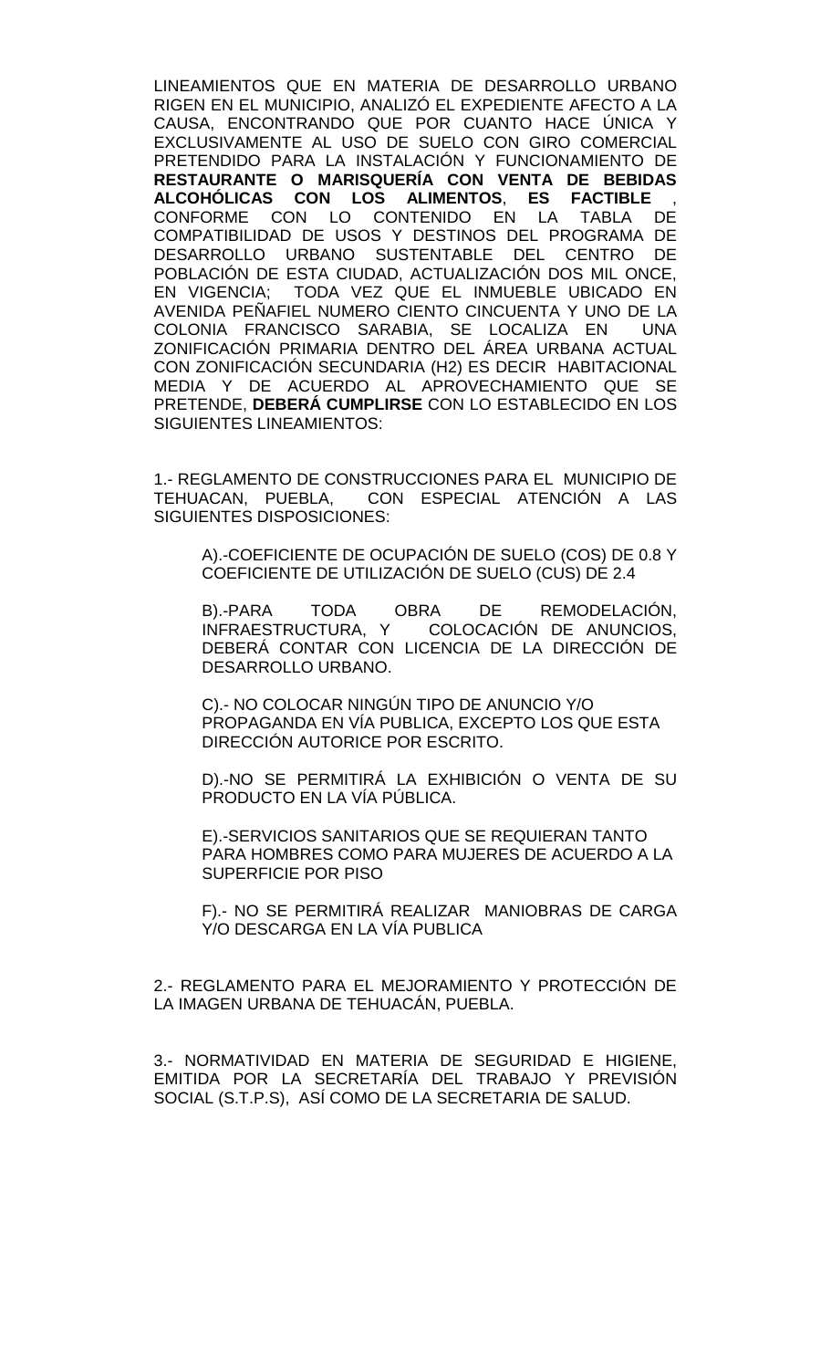LINEAMIENTOS QUE EN MATERIA DE DESARROLLO URBANO RIGEN EN EL MUNICIPIO, ANALIZÓ EL EXPEDIENTE AFECTO A LA CAUSA, ENCONTRANDO QUE POR CUANTO HACE ÚNICA Y EXCLUSIVAMENTE AL USO DE SUELO CON GIRO COMERCIAL PRETENDIDO PARA LA INSTALACIÓN Y FUNCIONAMIENTO DE **RESTAURANTE O MARISQUERÍA CON VENTA DE BEBIDAS ALCOHÓLICAS CON LOS ALIMENTOS**, **ES FACTIBLE** , CONFORME CON LO CONTENIDO EN LA TABLA DE COMPATIBILIDAD DE USOS Y DESTINOS DEL PROGRAMA DE DESARROLLO URBANO SUSTENTABLE DEL CENTRO DE POBLACIÓN DE ESTA CIUDAD, ACTUALIZACIÓN DOS MIL ONCE, EN VIGENCIA; TODA VEZ QUE EL INMUEBLE UBICADO EN AVENIDA PEÑAFIEL NUMERO CIENTO CINCUENTA Y UNO DE LA COLONIA FRANCISCO SARABIA, SE LOCALIZA EN UNA ZONIFICACIÓN PRIMARIA DENTRO DEL ÁREA URBANA ACTUAL CON ZONIFICACIÓN SECUNDARIA (H2) ES DECIR HABITACIONAL MEDIA Y DE ACUERDO AL APROVECHAMIENTO QUE SE PRETENDE, **DEBERÁ CUMPLIRSE** CON LO ESTABLECIDO EN LOS SIGUIENTES LINEAMIENTOS:

1.- REGLAMENTO DE CONSTRUCCIONES PARA EL MUNICIPIO DE TEHUACAN, PUEBLA, CON ESPECIAL ATENCIÓN A LAS SIGUIENTES DISPOSICIONES:

A).-COEFICIENTE DE OCUPACIÓN DE SUELO (COS) DE 0.8 Y COEFICIENTE DE UTILIZACIÓN DE SUELO (CUS) DE 2.4

B).-PARA TODA OBRA DE REMODELACIÓN, INFRAESTRUCTURA, Y COLOCACIÓN DE ANUNCIOS, DEBERÁ CONTAR CON LICENCIA DE LA DIRECCIÓN DE DESARROLLO URBANO.

C).- NO COLOCAR NINGÚN TIPO DE ANUNCIO Y/O PROPAGANDA EN VÍA PUBLICA, EXCEPTO LOS QUE ESTA DIRECCIÓN AUTORICE POR ESCRITO.

D).-NO SE PERMITIRÁ LA EXHIBICIÓN O VENTA DE SU PRODUCTO EN LA VÍA PÚBLICA.

E).-SERVICIOS SANITARIOS QUE SE REQUIERAN TANTO PARA HOMBRES COMO PARA MUJERES DE ACUERDO A LA SUPERFICIE POR PISO

F).- NO SE PERMITIRÁ REALIZAR MANIOBRAS DE CARGA Y/O DESCARGA EN LA VÍA PUBLICA

2.- REGLAMENTO PARA EL MEJORAMIENTO Y PROTECCIÓN DE LA IMAGEN URBANA DE TEHUACÁN, PUEBLA.

3.- NORMATIVIDAD EN MATERIA DE SEGURIDAD E HIGIENE, EMITIDA POR LA SECRETARÍA DEL TRABAJO Y PREVISIÓN SOCIAL (S.T.P.S), ASÍ COMO DE LA SECRETARIA DE SALUD.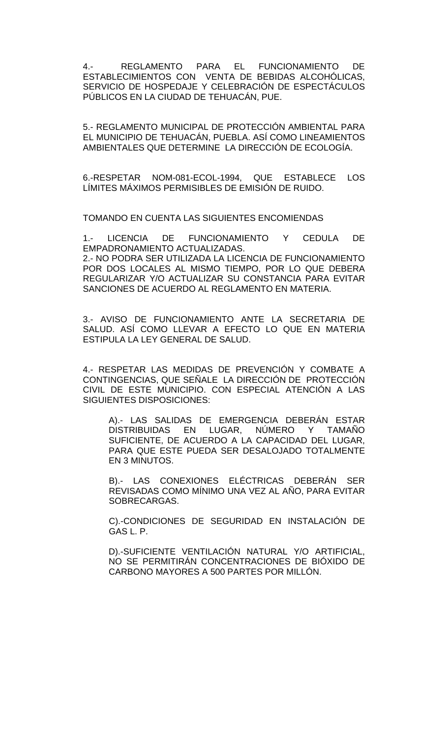4.- REGLAMENTO PARA EL FUNCIONAMIENTO DE ESTABLECIMIENTOS CON VENTA DE BEBIDAS ALCOHÓLICAS, SERVICIO DE HOSPEDAJE Y CELEBRACIÓN DE ESPECTÁCULOS PÚBLICOS EN LA CIUDAD DE TEHUACÁN, PUE.

5.- REGLAMENTO MUNICIPAL DE PROTECCIÓN AMBIENTAL PARA EL MUNICIPIO DE TEHUACÁN, PUEBLA. ASÍ COMO LINEAMIENTOS AMBIENTALES QUE DETERMINE LA DIRECCIÓN DE ECOLOGÍA.

6.-RESPETAR NOM-081-ECOL-1994, QUE ESTABLECE LOS LÍMITES MÁXIMOS PERMISIBLES DE EMISIÓN DE RUIDO.

TOMANDO EN CUENTA LAS SIGUIENTES ENCOMIENDAS

1.- LICENCIA DE FUNCIONAMIENTO Y CEDULA DE EMPADRONAMIENTO ACTUALIZADAS.
2.- NO PODRA SER UTILIZADA LA LICENCIA DE FUNCIONAMIENTO POR DOS LOCALES AL MISMO TIEMPO, POR LO QUE DEBERA REGULARIZAR Y/O ACTUALIZAR SU CONSTANCIA PARA EVITAR SANCIONES DE ACUERDO AL REGLAMENTO EN MATERIA.

3.- AVISO DE FUNCIONAMIENTO ANTE LA SECRETARIA DE SALUD. ASÍ COMO LLEVAR A EFECTO LO QUE EN MATERIA ESTIPULA LA LEY GENERAL DE SALUD.

4.- RESPETAR LAS MEDIDAS DE PREVENCIÓN Y COMBATE A CONTINGENCIAS, QUE SEÑALE LA DIRECCIÓN DE PROTECCIÓN CIVIL DE ESTE MUNICIPIO. CON ESPECIAL ATENCIÓN A LAS SIGUIENTES DISPOSICIONES:

A).- LAS SALIDAS DE EMERGENCIA DEBERÁN ESTAR DISTRIBUIDAS EN LUGAR, NÚMERO Y TAMAÑO SUFICIENTE, DE ACUERDO A LA CAPACIDAD DEL LUGAR, PARA QUE ESTE PUEDA SER DESALOJADO TOTALMENTE EN 3 MINUTOS.

B).- LAS CONEXIONES ELÉCTRICAS DEBERÁN SER REVISADAS COMO MÍNIMO UNA VEZ AL AÑO, PARA EVITAR SOBRECARGAS.

C).-CONDICIONES DE SEGURIDAD EN INSTALACIÓN DE GAS L. P.

D).-SUFICIENTE VENTILACIÓN NATURAL Y/O ARTIFICIAL, NO SE PERMITIRÁN CONCENTRACIONES DE BIÓXIDO DE CARBONO MAYORES A 500 PARTES POR MILLÓN.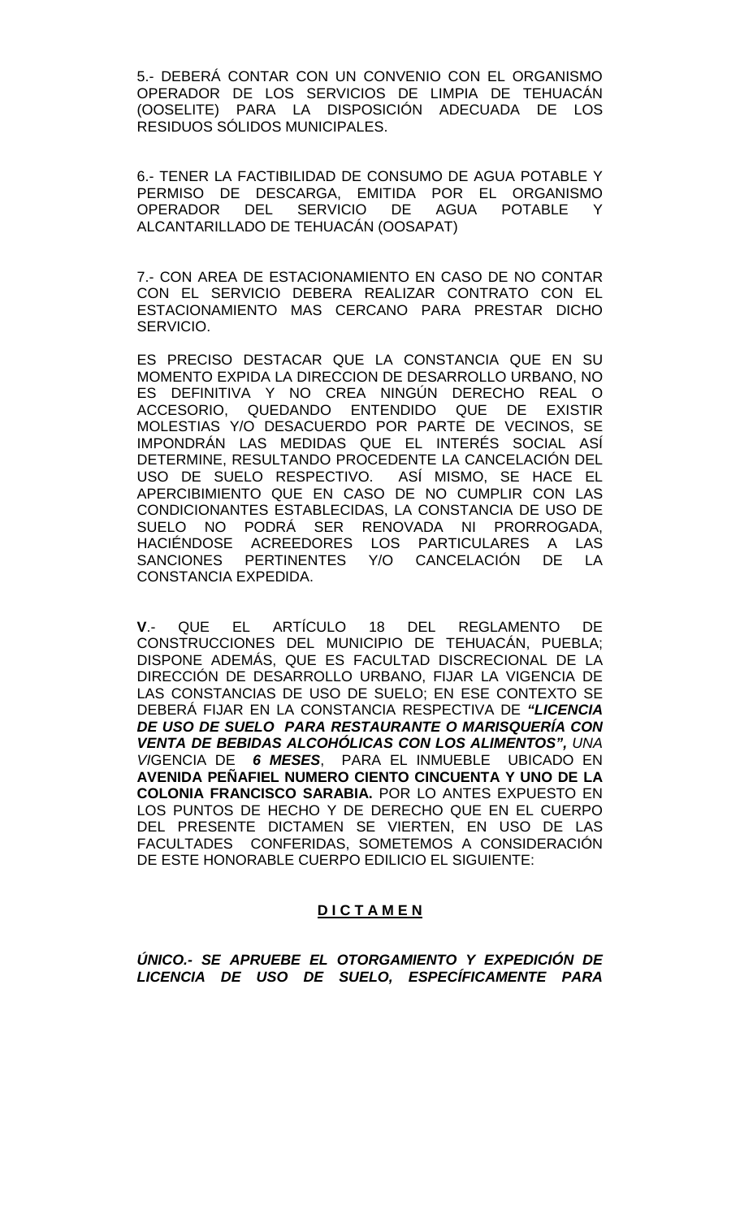5.- DEBERÁ CONTAR CON UN CONVENIO CON EL ORGANISMO OPERADOR DE LOS SERVICIOS DE LIMPIA DE TEHUACÁN (OOSELITE) PARA LA DISPOSICIÓN ADECUADA DE LOS RESIDUOS SÓLIDOS MUNICIPALES.

6.- TENER LA FACTIBILIDAD DE CONSUMO DE AGUA POTABLE Y PERMISO DE DESCARGA, EMITIDA POR EL ORGANISMO OPERADOR DEL SERVICIO DE AGUA POTABLE Y ALCANTARILLADO DE TEHUACÁN (OOSAPAT)

7.- CON AREA DE ESTACIONAMIENTO EN CASO DE NO CONTAR CON EL SERVICIO DEBERA REALIZAR CONTRATO CON EL ESTACIONAMIENTO MAS CERCANO PARA PRESTAR DICHO SERVICIO.

ES PRECISO DESTACAR QUE LA CONSTANCIA QUE EN SU MOMENTO EXPIDA LA DIRECCION DE DESARROLLO URBANO, NO ES DEFINITIVA Y NO CREA NINGÚN DERECHO REAL O ACCESORIO, QUEDANDO ENTENDIDO QUE DE EXISTIR MOLESTIAS Y/O DESACUERDO POR PARTE DE VECINOS, SE IMPONDRÁN LAS MEDIDAS QUE EL INTERÉS SOCIAL ASÍ DETERMINE, RESULTANDO PROCEDENTE LA CANCELACIÓN DEL USO DE SUELO RESPECTIVO. ASÍ MISMO, SE HACE EL APERCIBIMIENTO QUE EN CASO DE NO CUMPLIR CON LAS CONDICIONANTES ESTABLECIDAS, LA CONSTANCIA DE USO DE SUELO NO PODRÁ SER RENOVADA NI PRORROGADA, HACIÉNDOSE ACREEDORES LOS PARTICULARES A LAS SANCIONES PERTINENTES Y/O CANCELACIÓN DE LA CONSTANCIA EXPEDIDA.

**V**.- QUE EL ARTÍCULO 18 DEL REGLAMENTO DE CONSTRUCCIONES DEL MUNICIPIO DE TEHUACÁN, PUEBLA; DISPONE ADEMÁS, QUE ES FACULTAD DISCRECIONAL DE LA DIRECCIÓN DE DESARROLLO URBANO, FIJAR LA VIGENCIA DE LAS CONSTANCIAS DE USO DE SUELO; EN ESE CONTEXTO SE DEBERÁ FIJAR EN LA CONSTANCIA RESPECTIVA DE ***"LICENCIA DE USO DE SUELO PARA RESTAURANTE O MARISQUERÍA CON VENTA DE BEBIDAS ALCOHÓLICAS CON LOS ALIMENTOS",*** *UNA VI*GENCIA DE ***6 MESES***, PARA EL INMUEBLE UBICADO EN **AVENIDA PEÑAFIEL NUMERO CIENTO CINCUENTA Y UNO DE LA COLONIA FRANCISCO SARABIA.** POR LO ANTES EXPUESTO EN LOS PUNTOS DE HECHO Y DE DERECHO QUE EN EL CUERPO DEL PRESENTE DICTAMEN SE VIERTEN, EN USO DE LAS FACULTADES CONFERIDAS, SOMETEMOS A CONSIDERACIÓN DE ESTE HONORABLE CUERPO EDILICIO EL SIGUIENTE:

**D I C T A M E N**

***ÚNICO.- SE APRUEBE EL OTORGAMIENTO Y EXPEDICIÓN DE LICENCIA DE USO DE SUELO, ESPECÍFICAMENTE PARA***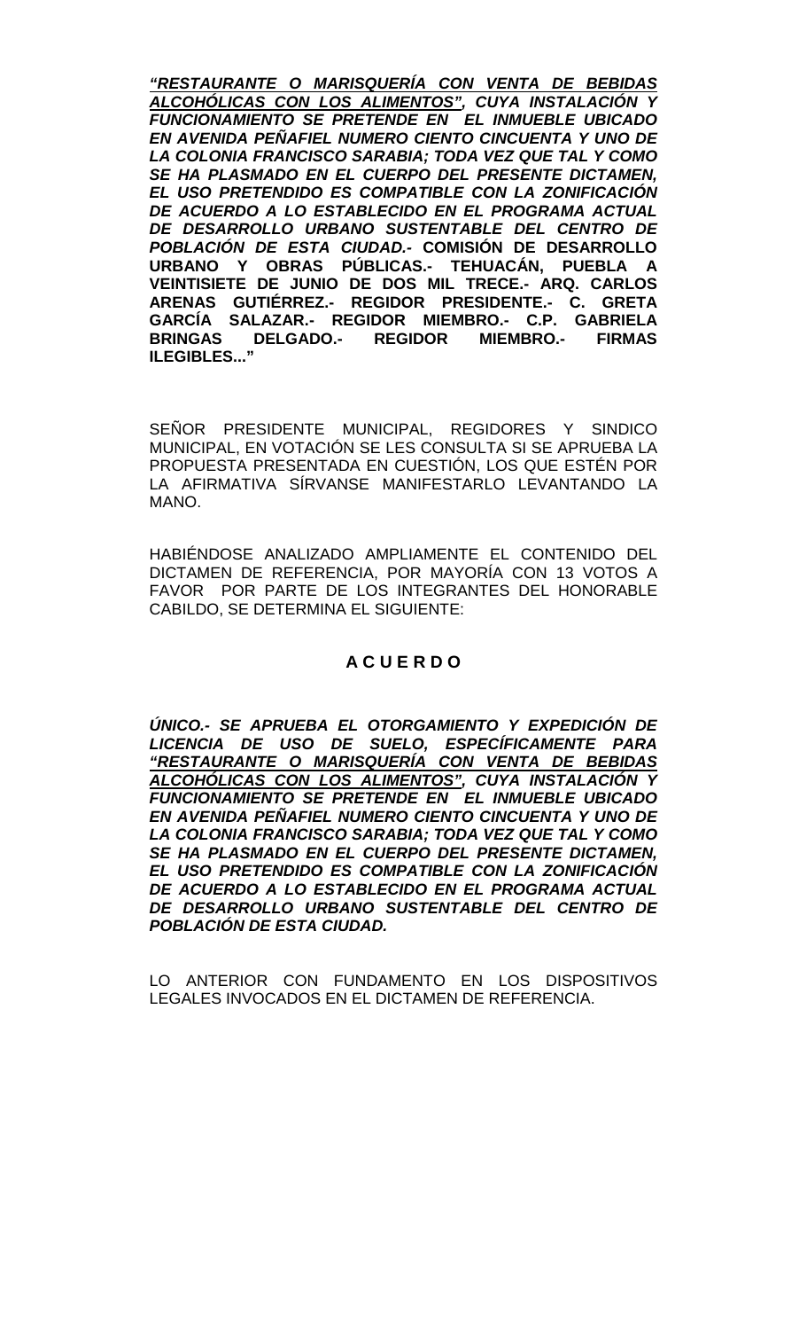***<u>"RESTAURANTE O MARISQUERÍA CON VENTA DE BEBIDAS ALCOHÓLICAS CON LOS ALIMENTOS"</u>, CUYA INSTALACIÓN Y FUNCIONAMIENTO SE PRETENDE EN EL INMUEBLE UBICADO EN AVENIDA PEÑAFIEL NUMERO CIENTO CINCUENTA Y UNO DE LA COLONIA FRANCISCO SARABIA; TODA VEZ QUE TAL Y COMO SE HA PLASMADO EN EL CUERPO DEL PRESENTE DICTAMEN, EL USO PRETENDIDO ES COMPATIBLE CON LA ZONIFICACIÓN DE ACUERDO A LO ESTABLECIDO EN EL PROGRAMA ACTUAL DE DESARROLLO URBANO SUSTENTABLE DEL CENTRO DE POBLACIÓN DE ESTA CIUDAD.-*** **COMISIÓN DE DESARROLLO URBANO Y OBRAS PÚBLICAS.- TEHUACÁN, PUEBLA A VEINTISIETE DE JUNIO DE DOS MIL TRECE.- ARQ. CARLOS ARENAS GUTIÉRREZ.- REGIDOR PRESIDENTE.- C. GRETA GARCÍA SALAZAR.- REGIDOR MIEMBRO.- C.P. GABRIELA BRINGAS DELGADO.- REGIDOR MIEMBRO.- FIRMAS ILEGIBLES..."**

SEÑOR PRESIDENTE MUNICIPAL, REGIDORES Y SINDICO MUNICIPAL, EN VOTACIÓN SE LES CONSULTA SI SE APRUEBA LA PROPUESTA PRESENTADA EN CUESTIÓN, LOS QUE ESTÉN POR LA AFIRMATIVA SÍRVANSE MANIFESTARLO LEVANTANDO LA MANO.

HABIÉNDOSE ANALIZADO AMPLIAMENTE EL CONTENIDO DEL DICTAMEN DE REFERENCIA, POR MAYORÍA CON 13 VOTOS A FAVOR POR PARTE DE LOS INTEGRANTES DEL HONORABLE CABILDO, SE DETERMINA EL SIGUIENTE:

## A C U E R D O

***ÚNICO.- SE APRUEBA EL OTORGAMIENTO Y EXPEDICIÓN DE LICENCIA DE USO DE SUELO, ESPECÍFICAMENTE PARA <u>"RESTAURANTE O MARISQUERÍA CON VENTA DE BEBIDAS ALCOHÓLICAS CON LOS ALIMENTOS"</u>, CUYA INSTALACIÓN Y FUNCIONAMIENTO SE PRETENDE EN EL INMUEBLE UBICADO EN AVENIDA PEÑAFIEL NUMERO CIENTO CINCUENTA Y UNO DE LA COLONIA FRANCISCO SARABIA; TODA VEZ QUE TAL Y COMO SE HA PLASMADO EN EL CUERPO DEL PRESENTE DICTAMEN, EL USO PRETENDIDO ES COMPATIBLE CON LA ZONIFICACIÓN DE ACUERDO A LO ESTABLECIDO EN EL PROGRAMA ACTUAL DE DESARROLLO URBANO SUSTENTABLE DEL CENTRO DE POBLACIÓN DE ESTA CIUDAD.***

LO ANTERIOR CON FUNDAMENTO EN LOS DISPOSITIVOS LEGALES INVOCADOS EN EL DICTAMEN DE REFERENCIA.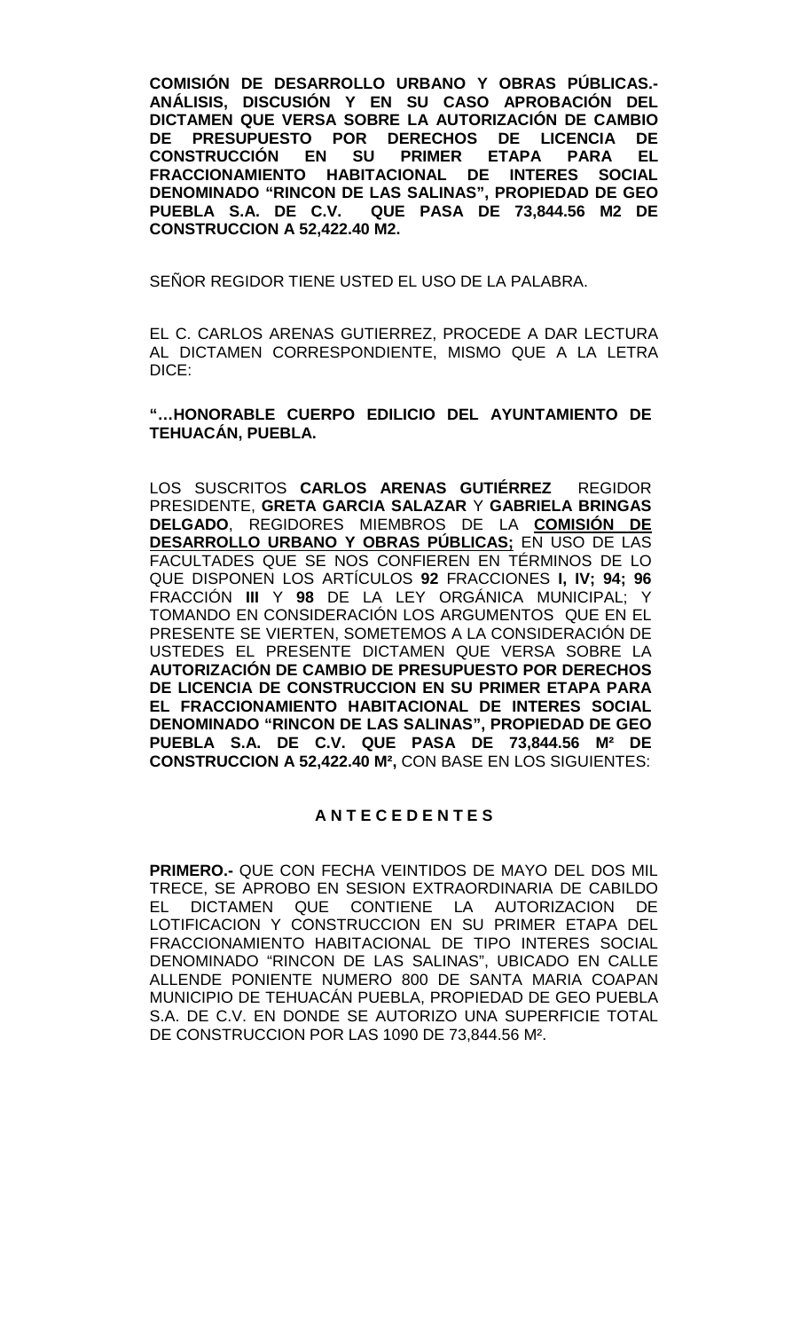**COMISIÓN DE DESARROLLO URBANO Y OBRAS PÚBLICAS.- ANÁLISIS, DISCUSIÓN Y EN SU CASO APROBACIÓN DEL DICTAMEN QUE VERSA SOBRE LA AUTORIZACIÓN DE CAMBIO DE PRESUPUESTO POR DERECHOS DE LICENCIA DE CONSTRUCCIÓN EN SU PRIMER ETAPA PARA EL FRACCIONAMIENTO HABITACIONAL DE INTERES SOCIAL DENOMINADO "RINCON DE LAS SALINAS", PROPIEDAD DE GEO PUEBLA S.A. DE C.V. QUE PASA DE 73,844.56 M2 DE CONSTRUCCION A 52,422.40 M2.**

SEÑOR REGIDOR TIENE USTED EL USO DE LA PALABRA.

EL C. CARLOS ARENAS GUTIERREZ, PROCEDE A DAR LECTURA AL DICTAMEN CORRESPONDIENTE, MISMO QUE A LA LETRA DICE:

**"…HONORABLE CUERPO EDILICIO DEL AYUNTAMIENTO DE TEHUACÁN, PUEBLA.**

LOS SUSCRITOS **CARLOS ARENAS GUTIÉRREZ** REGIDOR PRESIDENTE, **GRETA GARCIA SALAZAR** Y **GABRIELA BRINGAS DELGADO**, REGIDORES MIEMBROS DE LA **COMISIÓN DE DESARROLLO URBANO Y OBRAS PÚBLICAS;** EN USO DE LAS FACULTADES QUE SE NOS CONFIEREN EN TÉRMINOS DE LO QUE DISPONEN LOS ARTÍCULOS **92** FRACCIONES **I, IV; 94; 96** FRACCIÓN **III** Y **98** DE LA LEY ORGÁNICA MUNICIPAL; Y TOMANDO EN CONSIDERACIÓN LOS ARGUMENTOS QUE EN EL PRESENTE SE VIERTEN, SOMETEMOS A LA CONSIDERACIÓN DE USTEDES EL PRESENTE DICTAMEN QUE VERSA SOBRE LA **AUTORIZACIÓN DE CAMBIO DE PRESUPUESTO POR DERECHOS DE LICENCIA DE CONSTRUCCION EN SU PRIMER ETAPA PARA EL FRACCIONAMIENTO HABITACIONAL DE INTERES SOCIAL DENOMINADO "RINCON DE LAS SALINAS", PROPIEDAD DE GEO PUEBLA S.A. DE C.V. QUE PASA DE 73,844.56 M² DE CONSTRUCCION A 52,422.40 M²,** CON BASE EN LOS SIGUIENTES:

**A N T E C E D E N T E S**

**PRIMERO.-** QUE CON FECHA VEINTIDOS DE MAYO DEL DOS MIL TRECE, SE APROBO EN SESION EXTRAORDINARIA DE CABILDO EL DICTAMEN QUE CONTIENE LA AUTORIZACION DE LOTIFICACION Y CONSTRUCCION EN SU PRIMER ETAPA DEL FRACCIONAMIENTO HABITACIONAL DE TIPO INTERES SOCIAL DENOMINADO "RINCON DE LAS SALINAS", UBICADO EN CALLE ALLENDE PONIENTE NUMERO 800 DE SANTA MARIA COAPAN MUNICIPIO DE TEHUACÁN PUEBLA, PROPIEDAD DE GEO PUEBLA S.A. DE C.V. EN DONDE SE AUTORIZO UNA SUPERFICIE TOTAL DE CONSTRUCCION POR LAS 1090 DE 73,844.56 M².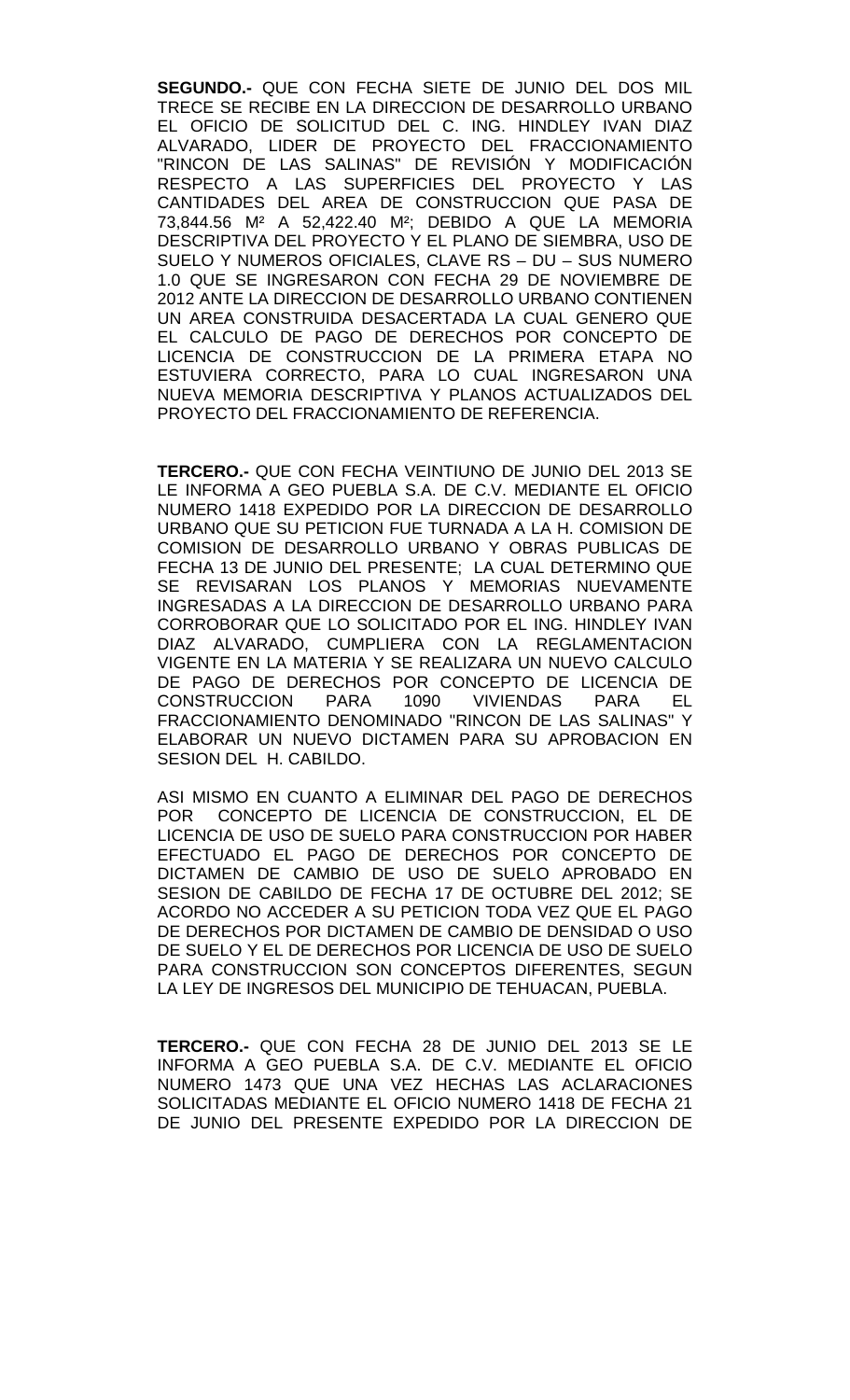**SEGUNDO.-** QUE CON FECHA SIETE DE JUNIO DEL DOS MIL TRECE SE RECIBE EN LA DIRECCION DE DESARROLLO URBANO EL OFICIO DE SOLICITUD DEL C. ING. HINDLEY IVAN DIAZ ALVARADO, LIDER DE PROYECTO DEL FRACCIONAMIENTO "RINCON DE LAS SALINAS" DE REVISIÓN Y MODIFICACIÓN RESPECTO A LAS SUPERFICIES DEL PROYECTO Y LAS CANTIDADES DEL AREA DE CONSTRUCCION QUE PASA DE 73,844.56 M² A 52,422.40 M²; DEBIDO A QUE LA MEMORIA DESCRIPTIVA DEL PROYECTO Y EL PLANO DE SIEMBRA, USO DE SUELO Y NUMEROS OFICIALES, CLAVE RS – DU – SUS NUMERO 1.0 QUE SE INGRESARON CON FECHA 29 DE NOVIEMBRE DE 2012 ANTE LA DIRECCION DE DESARROLLO URBANO CONTIENEN UN AREA CONSTRUIDA DESACERTADA LA CUAL GENERO QUE EL CALCULO DE PAGO DE DERECHOS POR CONCEPTO DE LICENCIA DE CONSTRUCCION DE LA PRIMERA ETAPA NO ESTUVIERA CORRECTO, PARA LO CUAL INGRESARON UNA NUEVA MEMORIA DESCRIPTIVA Y PLANOS ACTUALIZADOS DEL PROYECTO DEL FRACCIONAMIENTO DE REFERENCIA.

**TERCERO.-** QUE CON FECHA VEINTIUNO DE JUNIO DEL 2013 SE LE INFORMA A GEO PUEBLA S.A. DE C.V. MEDIANTE EL OFICIO NUMERO 1418 EXPEDIDO POR LA DIRECCION DE DESARROLLO URBANO QUE SU PETICION FUE TURNADA A LA H. COMISION DE COMISION DE DESARROLLO URBANO Y OBRAS PUBLICAS DE FECHA 13 DE JUNIO DEL PRESENTE; LA CUAL DETERMINO QUE SE REVISARAN LOS PLANOS Y MEMORIAS NUEVAMENTE INGRESADAS A LA DIRECCION DE DESARROLLO URBANO PARA CORROBORAR QUE LO SOLICITADO POR EL ING. HINDLEY IVAN DIAZ ALVARADO, CUMPLIERA CON LA REGLAMENTACION VIGENTE EN LA MATERIA Y SE REALIZARA UN NUEVO CALCULO DE PAGO DE DERECHOS POR CONCEPTO DE LICENCIA DE CONSTRUCCION PARA 1090 VIVIENDAS PARA EL FRACCIONAMIENTO DENOMINADO "RINCON DE LAS SALINAS" Y ELABORAR UN NUEVO DICTAMEN PARA SU APROBACION EN SESION DEL H. CABILDO.

ASI MISMO EN CUANTO A ELIMINAR DEL PAGO DE DERECHOS POR CONCEPTO DE LICENCIA DE CONSTRUCCION, EL DE LICENCIA DE USO DE SUELO PARA CONSTRUCCION POR HABER EFECTUADO EL PAGO DE DERECHOS POR CONCEPTO DE DICTAMEN DE CAMBIO DE USO DE SUELO APROBADO EN SESION DE CABILDO DE FECHA 17 DE OCTUBRE DEL 2012; SE ACORDO NO ACCEDER A SU PETICION TODA VEZ QUE EL PAGO DE DERECHOS POR DICTAMEN DE CAMBIO DE DENSIDAD O USO DE SUELO Y EL DE DERECHOS POR LICENCIA DE USO DE SUELO PARA CONSTRUCCION SON CONCEPTOS DIFERENTES, SEGUN LA LEY DE INGRESOS DEL MUNICIPIO DE TEHUACAN, PUEBLA.

**TERCERO.-** QUE CON FECHA 28 DE JUNIO DEL 2013 SE LE INFORMA A GEO PUEBLA S.A. DE C.V. MEDIANTE EL OFICIO NUMERO 1473 QUE UNA VEZ HECHAS LAS ACLARACIONES SOLICITADAS MEDIANTE EL OFICIO NUMERO 1418 DE FECHA 21 DE JUNIO DEL PRESENTE EXPEDIDO POR LA DIRECCION DE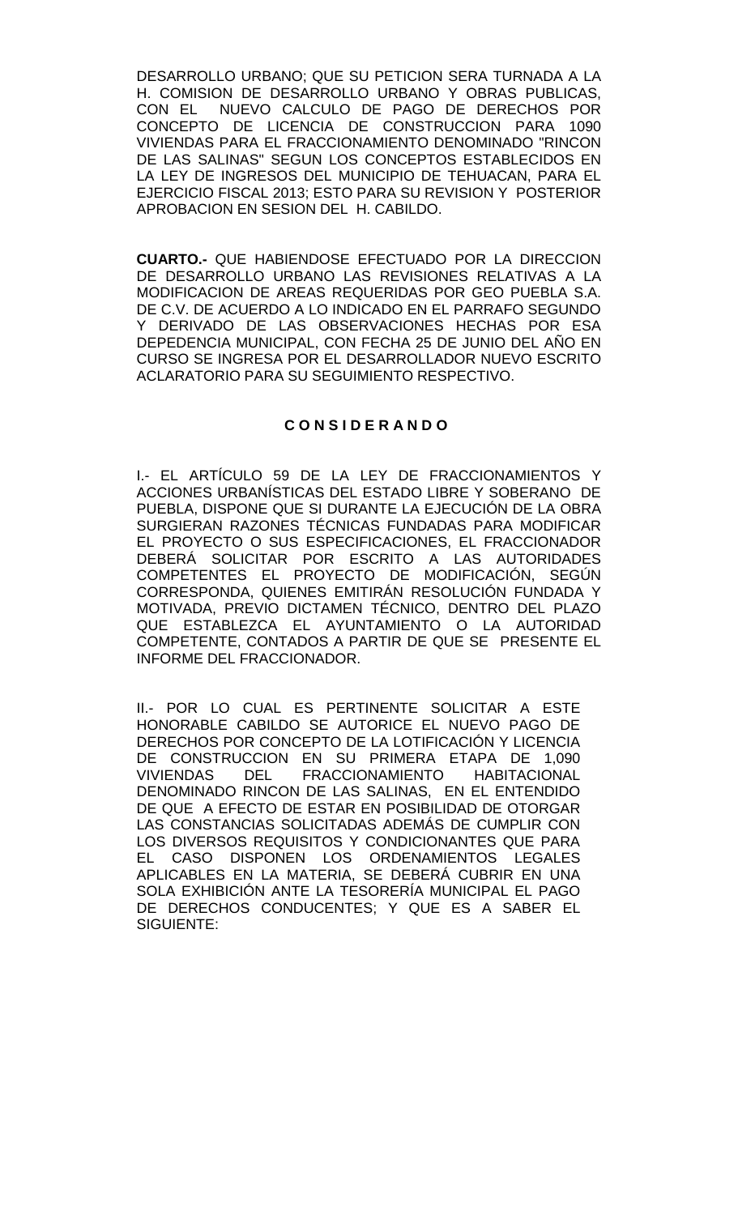DESARROLLO URBANO; QUE SU PETICION SERA TURNADA A LA H. COMISION DE DESARROLLO URBANO Y OBRAS PUBLICAS, CON EL NUEVO CALCULO DE PAGO DE DERECHOS POR CONCEPTO DE LICENCIA DE CONSTRUCCION PARA 1090 VIVIENDAS PARA EL FRACCIONAMIENTO DENOMINADO "RINCON DE LAS SALINAS" SEGUN LOS CONCEPTOS ESTABLECIDOS EN LA LEY DE INGRESOS DEL MUNICIPIO DE TEHUACAN, PARA EL EJERCICIO FISCAL 2013; ESTO PARA SU REVISION Y POSTERIOR APROBACION EN SESION DEL H. CABILDO.

**CUARTO.-** QUE HABIENDOSE EFECTUADO POR LA DIRECCION DE DESARROLLO URBANO LAS REVISIONES RELATIVAS A LA MODIFICACION DE AREAS REQUERIDAS POR GEO PUEBLA S.A. DE C.V. DE ACUERDO A LO INDICADO EN EL PARRAFO SEGUNDO Y DERIVADO DE LAS OBSERVACIONES HECHAS POR ESA DEPEDENCIA MUNICIPAL, CON FECHA 25 DE JUNIO DEL AÑO EN CURSO SE INGRESA POR EL DESARROLLADOR NUEVO ESCRITO ACLARATORIO PARA SU SEGUIMIENTO RESPECTIVO.

**C O N S I D E R A N D O**

I.- EL ARTÍCULO 59 DE LA LEY DE FRACCIONAMIENTOS Y ACCIONES URBANÍSTICAS DEL ESTADO LIBRE Y SOBERANO DE PUEBLA, DISPONE QUE SI DURANTE LA EJECUCIÓN DE LA OBRA SURGIERAN RAZONES TÉCNICAS FUNDADAS PARA MODIFICAR EL PROYECTO O SUS ESPECIFICACIONES, EL FRACCIONADOR DEBERÁ SOLICITAR POR ESCRITO A LAS AUTORIDADES COMPETENTES EL PROYECTO DE MODIFICACIÓN, SEGÚN CORRESPONDA, QUIENES EMITIRÁN RESOLUCIÓN FUNDADA Y MOTIVADA, PREVIO DICTAMEN TÉCNICO, DENTRO DEL PLAZO QUE ESTABLEZCA EL AYUNTAMIENTO O LA AUTORIDAD COMPETENTE, CONTADOS A PARTIR DE QUE SE PRESENTE EL INFORME DEL FRACCIONADOR.

II.- POR LO CUAL ES PERTINENTE SOLICITAR A ESTE HONORABLE CABILDO SE AUTORICE EL NUEVO PAGO DE DERECHOS POR CONCEPTO DE LA LOTIFICACIÓN Y LICENCIA DE CONSTRUCCION EN SU PRIMERA ETAPA DE 1,090 VIVIENDAS DEL FRACCIONAMIENTO HABITACIONAL DENOMINADO RINCON DE LAS SALINAS, EN EL ENTENDIDO DE QUE A EFECTO DE ESTAR EN POSIBILIDAD DE OTORGAR LAS CONSTANCIAS SOLICITADAS ADEMÁS DE CUMPLIR CON LOS DIVERSOS REQUISITOS Y CONDICIONANTES QUE PARA EL CASO DISPONEN LOS ORDENAMIENTOS LEGALES APLICABLES EN LA MATERIA, SE DEBERÁ CUBRIR EN UNA SOLA EXHIBICIÓN ANTE LA TESORERÍA MUNICIPAL EL PAGO DE DERECHOS CONDUCENTES; Y QUE ES A SABER EL SIGUIENTE: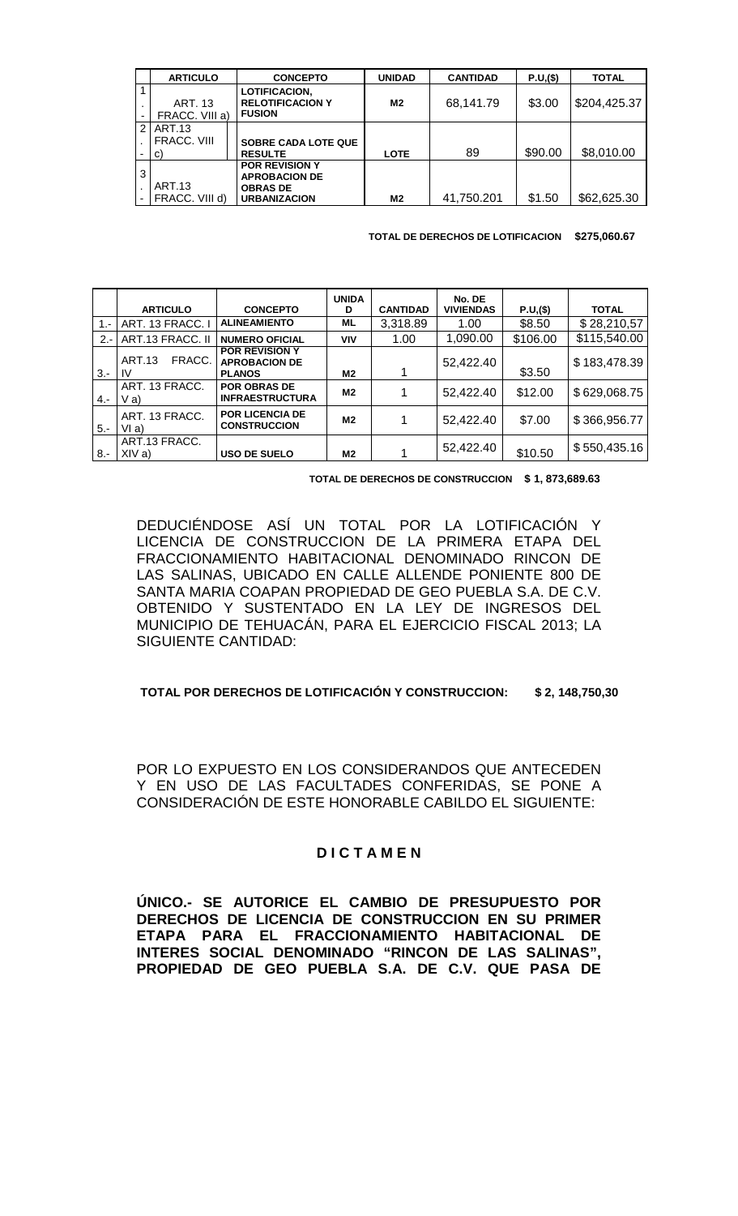| | ARTICULO | CONCEPTO | UNIDAD | CANTIDAD | P.U,($) | TOTAL |
|---|---|---|---|---|---|---|
| 1.- | ART. 13 FRACC. VIII a) | **LOTIFICACION, RELOTIFICACION Y FUSION** | **M2** | 68,141.79 | $3.00 | $204,425.37 |
| 2.- | ART.13 FRACC. VIII c) | **SOBRE CADA LOTE QUE RESULTE** | **LOTE** | 89 | $90.00 | $8,010.00 |
| 3.- | ART.13 FRACC. VIII d) | **POR REVISION Y APROBACION DE OBRAS DE URBANIZACION** | **M2** | 41,750.201 | $1.50 | $62,625.30 |

**TOTAL DE DERECHOS DE LOTIFICACION $275,060.67**

| | ARTICULO | CONCEPTO | UNIDAD | CANTIDAD | No. DE VIVIENDAS | P.U,($) | TOTAL |
|---|---|---|---|---|---|---|---|
| 1.- | ART. 13 FRACC. I | **ALINEAMIENTO** | **ML** | 3,318.89 | 1.00 | $8.50 | $ 28,210,57 |
| 2.- | ART.13 FRACC. II | **NUMERO OFICIAL** | **VIV** | 1.00 | 1,090.00 | $106.00 | $115,540.00 |
| 3.- | ART.13 FRACC. IV | **POR REVISION Y APROBACION DE PLANOS** | **M2** | 1 | 52,422.40 | $3.50 | $ 183,478.39 |
| 4.- | ART. 13 FRACC. V a) | **POR OBRAS DE INFRAESTRUCTURA** | **M2** | 1 | 52,422.40 | $12.00 | $ 629,068.75 |
| 5.- | ART. 13 FRACC. VI a) | **POR LICENCIA DE CONSTRUCCION** | **M2** | 1 | 52,422.40 | $7.00 | $ 366,956.77 |
| 8.- | ART.13 FRACC. XIV a) | **USO DE SUELO** | **M2** | 1 | 52,422.40 | $10.50 | $ 550,435.16 |

**TOTAL DE DERECHOS DE CONSTRUCCION $ 1, 873,689.63**

DEDUCIÉNDOSE ASÍ UN TOTAL POR LA LOTIFICACIÓN Y LICENCIA DE CONSTRUCCION DE LA PRIMERA ETAPA DEL FRACCIONAMIENTO HABITACIONAL DENOMINADO RINCON DE LAS SALINAS, UBICADO EN CALLE ALLENDE PONIENTE 800 DE SANTA MARIA COAPAN PROPIEDAD DE GEO PUEBLA S.A. DE C.V. OBTENIDO Y SUSTENTADO EN LA LEY DE INGRESOS DEL MUNICIPIO DE TEHUACÁN, PARA EL EJERCICIO FISCAL 2013; LA SIGUIENTE CANTIDAD:

**TOTAL POR DERECHOS DE LOTIFICACIÓN Y CONSTRUCCION: $ 2, 148,750,30**

POR LO EXPUESTO EN LOS CONSIDERANDOS QUE ANTECEDEN Y EN USO DE LAS FACULTADES CONFERIDAS, SE PONE A CONSIDERACIÓN DE ESTE HONORABLE CABILDO EL SIGUIENTE:

**D I C T A M E N**

**ÚNICO.- SE AUTORICE EL CAMBIO DE PRESUPUESTO POR DERECHOS DE LICENCIA DE CONSTRUCCION EN SU PRIMER ETAPA PARA EL FRACCIONAMIENTO HABITACIONAL DE INTERES SOCIAL DENOMINADO "RINCON DE LAS SALINAS", PROPIEDAD DE GEO PUEBLA S.A. DE C.V. QUE PASA DE**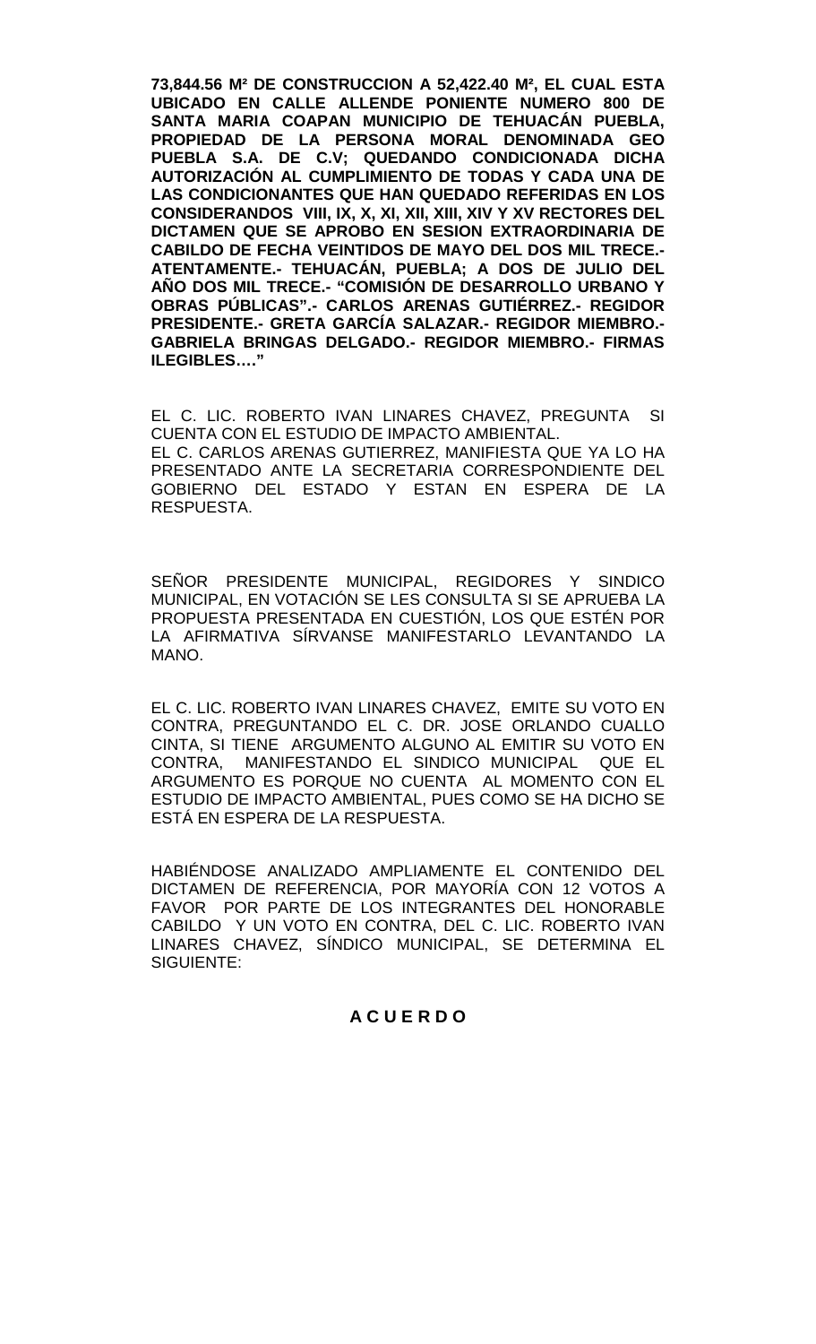**73,844.56 M² DE CONSTRUCCION A 52,422.40 M², EL CUAL ESTA UBICADO EN CALLE ALLENDE PONIENTE NUMERO 800 DE SANTA MARIA COAPAN MUNICIPIO DE TEHUACÁN PUEBLA, PROPIEDAD DE LA PERSONA MORAL DENOMINADA GEO PUEBLA S.A. DE C.V; QUEDANDO CONDICIONADA DICHA AUTORIZACIÓN AL CUMPLIMIENTO DE TODAS Y CADA UNA DE LAS CONDICIONANTES QUE HAN QUEDADO REFERIDAS EN LOS CONSIDERANDOS VIII, IX, X, XI, XII, XIII, XIV Y XV RECTORES DEL DICTAMEN QUE SE APROBO EN SESION EXTRAORDINARIA DE CABILDO DE FECHA VEINTIDOS DE MAYO DEL DOS MIL TRECE.- ATENTAMENTE.- TEHUACÁN, PUEBLA; A DOS DE JULIO DEL AÑO DOS MIL TRECE.- "COMISIÓN DE DESARROLLO URBANO Y OBRAS PÚBLICAS".- CARLOS ARENAS GUTIÉRREZ.- REGIDOR PRESIDENTE.- GRETA GARCÍA SALAZAR.- REGIDOR MIEMBRO.- GABRIELA BRINGAS DELGADO.- REGIDOR MIEMBRO.- FIRMAS ILEGIBLES…."**

EL C. LIC. ROBERTO IVAN LINARES CHAVEZ, PREGUNTA SI CUENTA CON EL ESTUDIO DE IMPACTO AMBIENTAL.
EL C. CARLOS ARENAS GUTIERREZ, MANIFIESTA QUE YA LO HA PRESENTADO ANTE LA SECRETARIA CORRESPONDIENTE DEL GOBIERNO DEL ESTADO Y ESTAN EN ESPERA DE LA RESPUESTA.

SEÑOR PRESIDENTE MUNICIPAL, REGIDORES Y SINDICO MUNICIPAL, EN VOTACIÓN SE LES CONSULTA SI SE APRUEBA LA PROPUESTA PRESENTADA EN CUESTIÓN, LOS QUE ESTÉN POR LA AFIRMATIVA SÍRVANSE MANIFESTARLO LEVANTANDO LA MANO.

EL C. LIC. ROBERTO IVAN LINARES CHAVEZ, EMITE SU VOTO EN CONTRA, PREGUNTANDO EL C. DR. JOSE ORLANDO CUALLO CINTA, SI TIENE ARGUMENTO ALGUNO AL EMITIR SU VOTO EN CONTRA, MANIFESTANDO EL SINDICO MUNICIPAL QUE EL ARGUMENTO ES PORQUE NO CUENTA AL MOMENTO CON EL ESTUDIO DE IMPACTO AMBIENTAL, PUES COMO SE HA DICHO SE ESTÁ EN ESPERA DE LA RESPUESTA.

HABIÉNDOSE ANALIZADO AMPLIAMENTE EL CONTENIDO DEL DICTAMEN DE REFERENCIA, POR MAYORÍA CON 12 VOTOS A FAVOR POR PARTE DE LOS INTEGRANTES DEL HONORABLE CABILDO Y UN VOTO EN CONTRA, DEL C. LIC. ROBERTO IVAN LINARES CHAVEZ, SÍNDICO MUNICIPAL, SE DETERMINA EL SIGUIENTE:

## A C U E R D O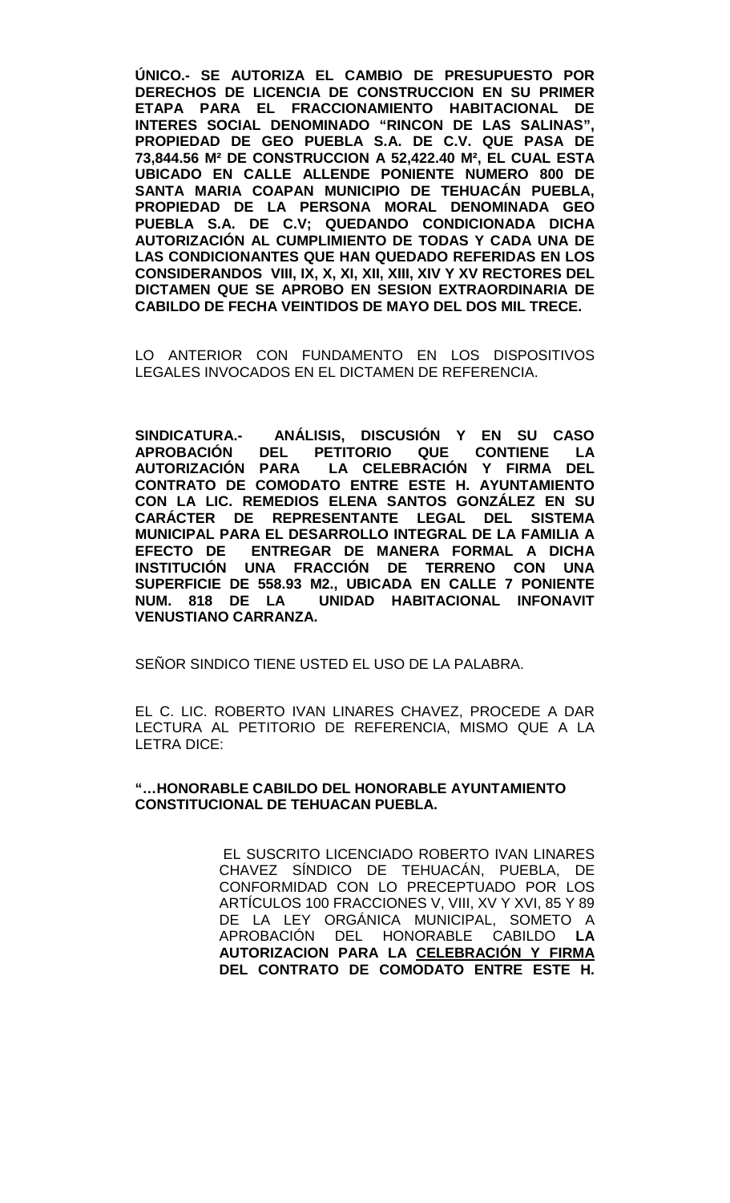**ÚNICO.- SE AUTORIZA EL CAMBIO DE PRESUPUESTO POR DERECHOS DE LICENCIA DE CONSTRUCCION EN SU PRIMER ETAPA PARA EL FRACCIONAMIENTO HABITACIONAL DE INTERES SOCIAL DENOMINADO "RINCON DE LAS SALINAS", PROPIEDAD DE GEO PUEBLA S.A. DE C.V. QUE PASA DE 73,844.56 M² DE CONSTRUCCION A 52,422.40 M², EL CUAL ESTA UBICADO EN CALLE ALLENDE PONIENTE NUMERO 800 DE SANTA MARIA COAPAN MUNICIPIO DE TEHUACÁN PUEBLA, PROPIEDAD DE LA PERSONA MORAL DENOMINADA GEO PUEBLA S.A. DE C.V; QUEDANDO CONDICIONADA DICHA AUTORIZACIÓN AL CUMPLIMIENTO DE TODAS Y CADA UNA DE LAS CONDICIONANTES QUE HAN QUEDADO REFERIDAS EN LOS CONSIDERANDOS VIII, IX, X, XI, XII, XIII, XIV Y XV RECTORES DEL DICTAMEN QUE SE APROBO EN SESION EXTRAORDINARIA DE CABILDO DE FECHA VEINTIDOS DE MAYO DEL DOS MIL TRECE.**

LO ANTERIOR CON FUNDAMENTO EN LOS DISPOSITIVOS LEGALES INVOCADOS EN EL DICTAMEN DE REFERENCIA.

**SINDICATURA.- ANÁLISIS, DISCUSIÓN Y EN SU CASO APROBACIÓN DEL PETITORIO QUE CONTIENE LA AUTORIZACIÓN PARA LA CELEBRACIÓN Y FIRMA DEL CONTRATO DE COMODATO ENTRE ESTE H. AYUNTAMIENTO CON LA LIC. REMEDIOS ELENA SANTOS GONZÁLEZ EN SU CARÁCTER DE REPRESENTANTE LEGAL DEL SISTEMA MUNICIPAL PARA EL DESARROLLO INTEGRAL DE LA FAMILIA A EFECTO DE ENTREGAR DE MANERA FORMAL A DICHA INSTITUCIÓN UNA FRACCIÓN DE TERRENO CON UNA SUPERFICIE DE 558.93 M2., UBICADA EN CALLE 7 PONIENTE NUM. 818 DE LA UNIDAD HABITACIONAL INFONAVIT VENUSTIANO CARRANZA.**

SEÑOR SINDICO TIENE USTED EL USO DE LA PALABRA.

EL C. LIC. ROBERTO IVAN LINARES CHAVEZ, PROCEDE A DAR LECTURA AL PETITORIO DE REFERENCIA, MISMO QUE A LA LETRA DICE:

**"…HONORABLE CABILDO DEL HONORABLE AYUNTAMIENTO CONSTITUCIONAL DE TEHUACAN PUEBLA.**

EL SUSCRITO LICENCIADO ROBERTO IVAN LINARES CHAVEZ SÍNDICO DE TEHUACÁN, PUEBLA, DE CONFORMIDAD CON LO PRECEPTUADO POR LOS ARTÍCULOS 100 FRACCIONES V, VIII, XV Y XVI, 85 Y 89 DE LA LEY ORGÁNICA MUNICIPAL, SOMETO A APROBACIÓN DEL HONORABLE CABILDO **LA AUTORIZACION PARA LA <u>CELEBRACIÓN Y FIRMA</u> DEL CONTRATO DE COMODATO ENTRE ESTE H.**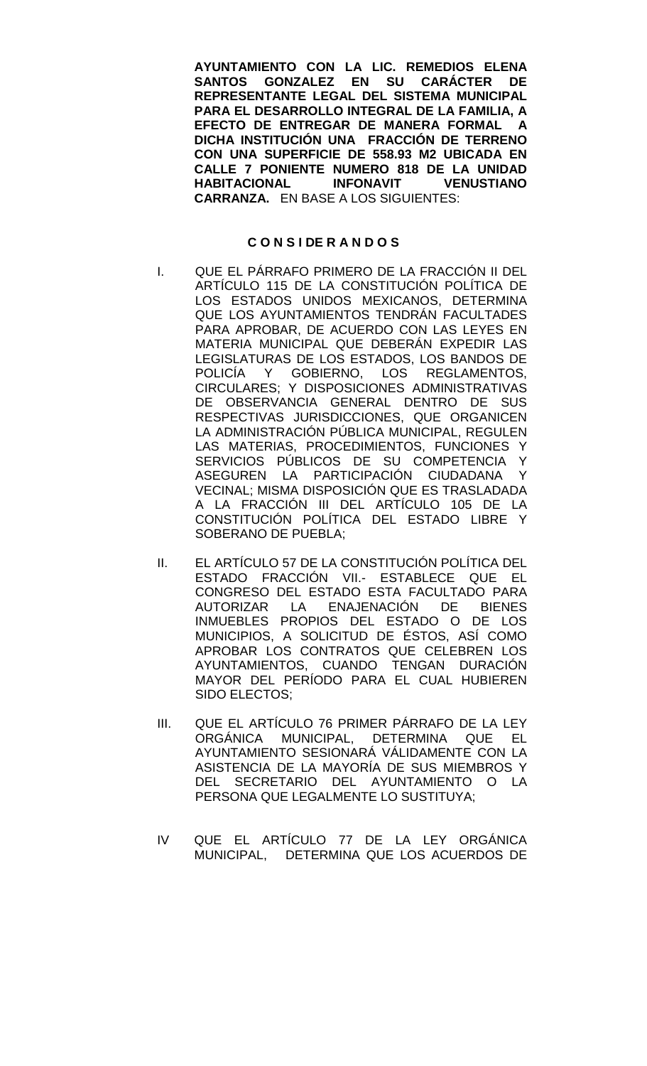**AYUNTAMIENTO CON LA LIC. REMEDIOS ELENA SANTOS GONZALEZ EN SU CARÁCTER DE REPRESENTANTE LEGAL DEL SISTEMA MUNICIPAL PARA EL DESARROLLO INTEGRAL DE LA FAMILIA, A EFECTO DE ENTREGAR DE MANERA FORMAL A DICHA INSTITUCIÓN UNA FRACCIÓN DE TERRENO CON UNA SUPERFICIE DE 558.93 M2 UBICADA EN CALLE 7 PONIENTE NUMERO 818 DE LA UNIDAD HABITACIONAL INFONAVIT VENUSTIANO CARRANZA.** EN BASE A LOS SIGUIENTES:

**C O N S I DE R A N D O S**

I. QUE EL PÁRRAFO PRIMERO DE LA FRACCIÓN II DEL ARTÍCULO 115 DE LA CONSTITUCIÓN POLÍTICA DE LOS ESTADOS UNIDOS MEXICANOS, DETERMINA QUE LOS AYUNTAMIENTOS TENDRÁN FACULTADES PARA APROBAR, DE ACUERDO CON LAS LEYES EN MATERIA MUNICIPAL QUE DEBERÁN EXPEDIR LAS LEGISLATURAS DE LOS ESTADOS, LOS BANDOS DE POLICÍA Y GOBIERNO, LOS REGLAMENTOS, CIRCULARES; Y DISPOSICIONES ADMINISTRATIVAS DE OBSERVANCIA GENERAL DENTRO DE SUS RESPECTIVAS JURISDICCIONES, QUE ORGANICEN LA ADMINISTRACIÓN PÚBLICA MUNICIPAL, REGULEN LAS MATERIAS, PROCEDIMIENTOS, FUNCIONES Y SERVICIOS PÚBLICOS DE SU COMPETENCIA Y ASEGUREN LA PARTICIPACIÓN CIUDADANA Y VECINAL; MISMA DISPOSICIÓN QUE ES TRASLADADA A LA FRACCIÓN III DEL ARTÍCULO 105 DE LA CONSTITUCIÓN POLÍTICA DEL ESTADO LIBRE Y SOBERANO DE PUEBLA;

II. EL ARTÍCULO 57 DE LA CONSTITUCIÓN POLÍTICA DEL ESTADO FRACCIÓN VII.- ESTABLECE QUE EL CONGRESO DEL ESTADO ESTA FACULTADO PARA AUTORIZAR LA ENAJENACIÓN DE BIENES INMUEBLES PROPIOS DEL ESTADO O DE LOS MUNICIPIOS, A SOLICITUD DE ÉSTOS, ASÍ COMO APROBAR LOS CONTRATOS QUE CELEBREN LOS AYUNTAMIENTOS, CUANDO TENGAN DURACIÓN MAYOR DEL PERÍODO PARA EL CUAL HUBIEREN SIDO ELECTOS;

III. QUE EL ARTÍCULO 76 PRIMER PÁRRAFO DE LA LEY ORGÁNICA MUNICIPAL, DETERMINA QUE EL AYUNTAMIENTO SESIONARÁ VÁLIDAMENTE CON LA ASISTENCIA DE LA MAYORÍA DE SUS MIEMBROS Y DEL SECRETARIO DEL AYUNTAMIENTO O LA PERSONA QUE LEGALMENTE LO SUSTITUYA;

IV QUE EL ARTÍCULO 77 DE LA LEY ORGÁNICA MUNICIPAL, DETERMINA QUE LOS ACUERDOS DE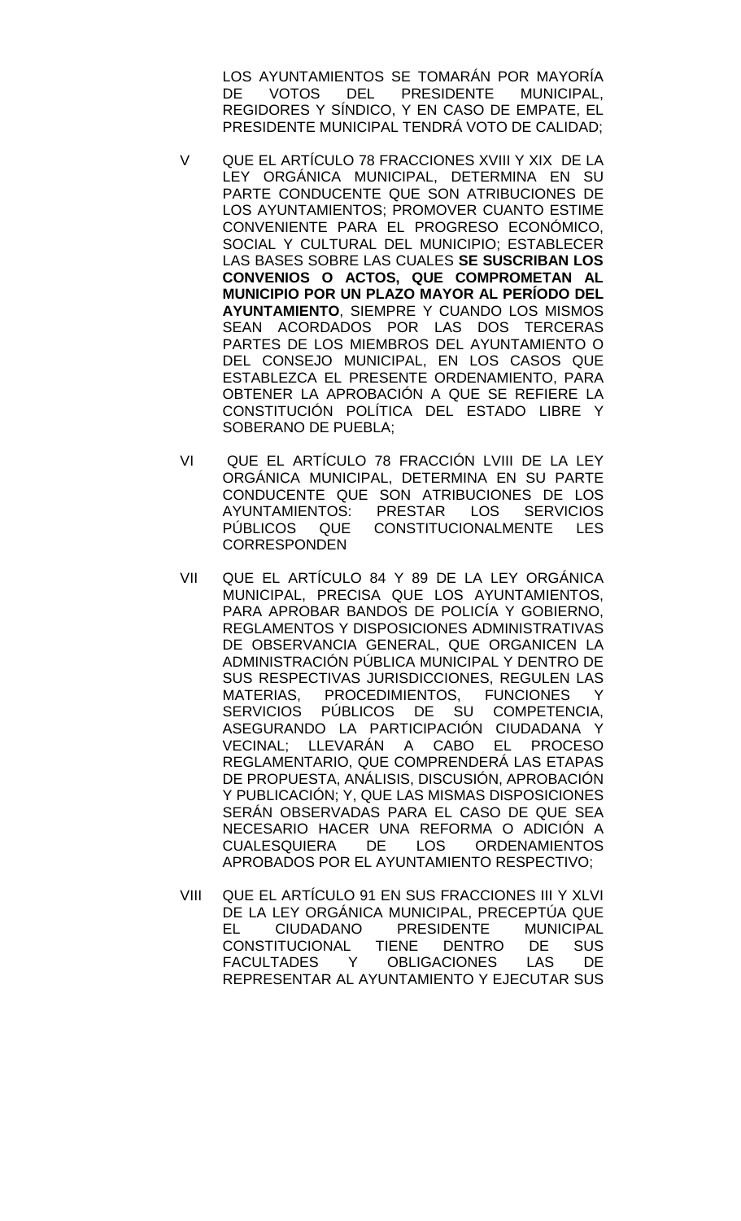LOS AYUNTAMIENTOS SE TOMARÁN POR MAYORÍA DE VOTOS DEL PRESIDENTE MUNICIPAL, REGIDORES Y SÍNDICO, Y EN CASO DE EMPATE, EL PRESIDENTE MUNICIPAL TENDRÁ VOTO DE CALIDAD;

V QUE EL ARTÍCULO 78 FRACCIONES XVIII Y XIX DE LA LEY ORGÁNICA MUNICIPAL, DETERMINA EN SU PARTE CONDUCENTE QUE SON ATRIBUCIONES DE LOS AYUNTAMIENTOS; PROMOVER CUANTO ESTIME CONVENIENTE PARA EL PROGRESO ECONÓMICO, SOCIAL Y CULTURAL DEL MUNICIPIO; ESTABLECER LAS BASES SOBRE LAS CUALES **SE SUSCRIBAN LOS CONVENIOS O ACTOS, QUE COMPROMETAN AL MUNICIPIO POR UN PLAZO MAYOR AL PERÍODO DEL AYUNTAMIENTO**, SIEMPRE Y CUANDO LOS MISMOS SEAN ACORDADOS POR LAS DOS TERCERAS PARTES DE LOS MIEMBROS DEL AYUNTAMIENTO O DEL CONSEJO MUNICIPAL, EN LOS CASOS QUE ESTABLEZCA EL PRESENTE ORDENAMIENTO, PARA OBTENER LA APROBACIÓN A QUE SE REFIERE LA CONSTITUCIÓN POLÍTICA DEL ESTADO LIBRE Y SOBERANO DE PUEBLA;

VI QUE EL ARTÍCULO 78 FRACCIÓN LVIII DE LA LEY ORGÁNICA MUNICIPAL, DETERMINA EN SU PARTE CONDUCENTE QUE SON ATRIBUCIONES DE LOS AYUNTAMIENTOS: PRESTAR LOS SERVICIOS PÚBLICOS QUE CONSTITUCIONALMENTE LES CORRESPONDEN

VII QUE EL ARTÍCULO 84 Y 89 DE LA LEY ORGÁNICA MUNICIPAL, PRECISA QUE LOS AYUNTAMIENTOS, PARA APROBAR BANDOS DE POLICÍA Y GOBIERNO, REGLAMENTOS Y DISPOSICIONES ADMINISTRATIVAS DE OBSERVANCIA GENERAL, QUE ORGANICEN LA ADMINISTRACIÓN PÚBLICA MUNICIPAL Y DENTRO DE SUS RESPECTIVAS JURISDICCIONES, REGULEN LAS MATERIAS, PROCEDIMIENTOS, FUNCIONES Y SERVICIOS PÚBLICOS DE SU COMPETENCIA, ASEGURANDO LA PARTICIPACIÓN CIUDADANA Y VECINAL; LLEVARÁN A CABO EL PROCESO REGLAMENTARIO, QUE COMPRENDERÁ LAS ETAPAS DE PROPUESTA, ANÁLISIS, DISCUSIÓN, APROBACIÓN Y PUBLICACIÓN; Y, QUE LAS MISMAS DISPOSICIONES SERÁN OBSERVADAS PARA EL CASO DE QUE SEA NECESARIO HACER UNA REFORMA O ADICIÓN A CUALESQUIERA DE LOS ORDENAMIENTOS APROBADOS POR EL AYUNTAMIENTO RESPECTIVO;

VIII QUE EL ARTÍCULO 91 EN SUS FRACCIONES III Y XLVI DE LA LEY ORGÁNICA MUNICIPAL, PRECEPTÚA QUE EL CIUDADANO PRESIDENTE MUNICIPAL CONSTITUCIONAL TIENE DENTRO DE SUS FACULTADES Y OBLIGACIONES LAS DE REPRESENTAR AL AYUNTAMIENTO Y EJECUTAR SUS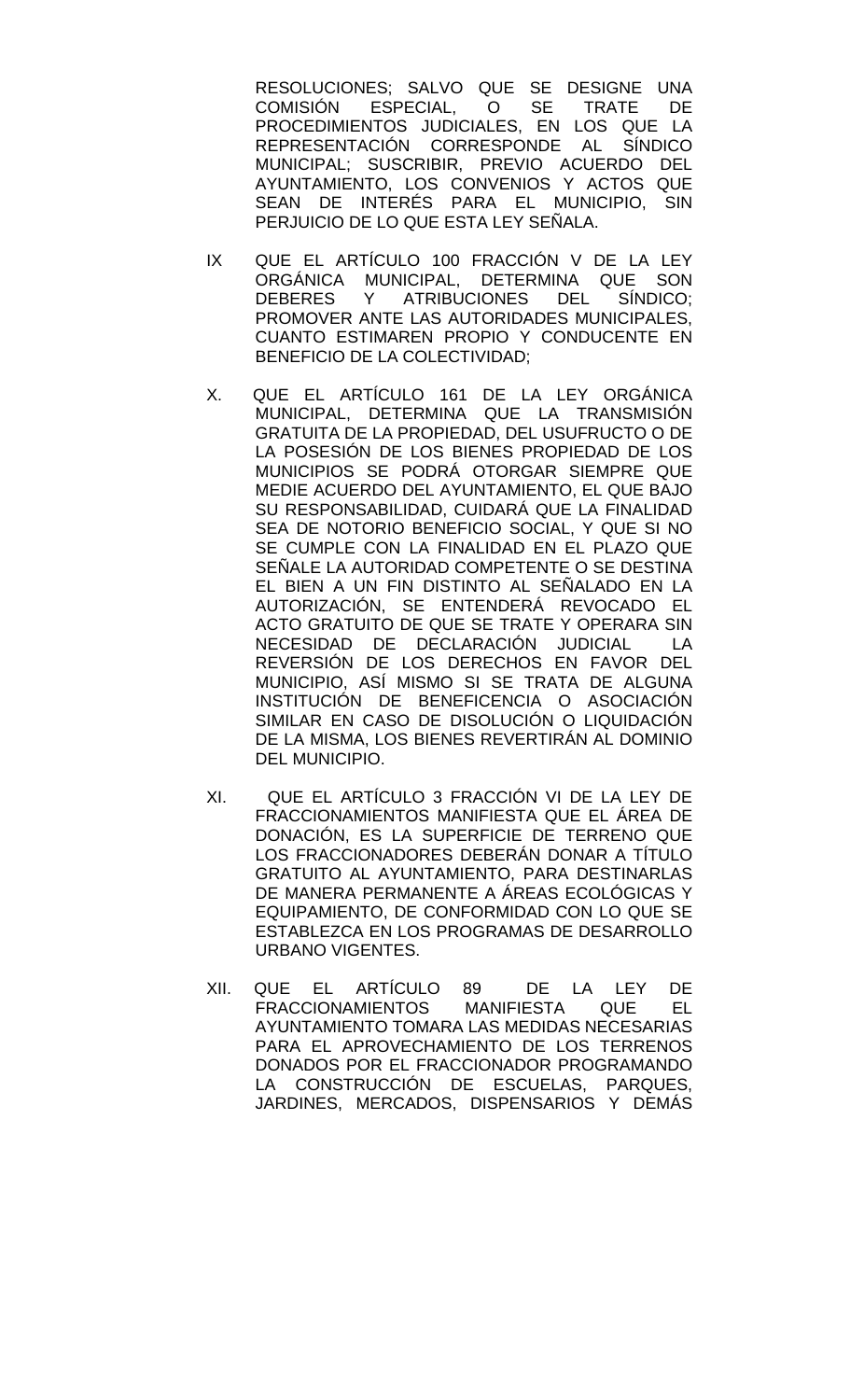RESOLUCIONES; SALVO QUE SE DESIGNE UNA COMISIÓN ESPECIAL, O SE TRATE DE PROCEDIMIENTOS JUDICIALES, EN LOS QUE LA REPRESENTACIÓN CORRESPONDE AL SÍNDICO MUNICIPAL; SUSCRIBIR, PREVIO ACUERDO DEL AYUNTAMIENTO, LOS CONVENIOS Y ACTOS QUE SEAN DE INTERÉS PARA EL MUNICIPIO, SIN PERJUICIO DE LO QUE ESTA LEY SEÑALA.

IX QUE EL ARTÍCULO 100 FRACCIÓN V DE LA LEY ORGÁNICA MUNICIPAL, DETERMINA QUE SON DEBERES Y ATRIBUCIONES DEL SÍNDICO; PROMOVER ANTE LAS AUTORIDADES MUNICIPALES, CUANTO ESTIMAREN PROPIO Y CONDUCENTE EN BENEFICIO DE LA COLECTIVIDAD;

X. QUE EL ARTÍCULO 161 DE LA LEY ORGÁNICA MUNICIPAL, DETERMINA QUE LA TRANSMISIÓN GRATUITA DE LA PROPIEDAD, DEL USUFRUCTO O DE LA POSESIÓN DE LOS BIENES PROPIEDAD DE LOS MUNICIPIOS SE PODRÁ OTORGAR SIEMPRE QUE MEDIE ACUERDO DEL AYUNTAMIENTO, EL QUE BAJO SU RESPONSABILIDAD, CUIDARÁ QUE LA FINALIDAD SEA DE NOTORIO BENEFICIO SOCIAL, Y QUE SI NO SE CUMPLE CON LA FINALIDAD EN EL PLAZO QUE SEÑALE LA AUTORIDAD COMPETENTE O SE DESTINA EL BIEN A UN FIN DISTINTO AL SEÑALADO EN LA AUTORIZACIÓN, SE ENTENDERÁ REVOCADO EL ACTO GRATUITO DE QUE SE TRATE Y OPERARA SIN NECESIDAD DE DECLARACIÓN JUDICIAL LA REVERSIÓN DE LOS DERECHOS EN FAVOR DEL MUNICIPIO, ASÍ MISMO SI SE TRATA DE ALGUNA INSTITUCIÓN DE BENEFICENCIA O ASOCIACIÓN SIMILAR EN CASO DE DISOLUCIÓN O LIQUIDACIÓN DE LA MISMA, LOS BIENES REVERTIRÁN AL DOMINIO DEL MUNICIPIO.

XI. QUE EL ARTÍCULO 3 FRACCIÓN VI DE LA LEY DE FRACCIONAMIENTOS MANIFIESTA QUE EL ÁREA DE DONACIÓN, ES LA SUPERFICIE DE TERRENO QUE LOS FRACCIONADORES DEBERÁN DONAR A TÍTULO GRATUITO AL AYUNTAMIENTO, PARA DESTINARLAS DE MANERA PERMANENTE A ÁREAS ECOLÓGICAS Y EQUIPAMIENTO, DE CONFORMIDAD CON LO QUE SE ESTABLEZCA EN LOS PROGRAMAS DE DESARROLLO URBANO VIGENTES.

XII. QUE EL ARTÍCULO 89 DE LA LEY DE FRACCIONAMIENTOS MANIFIESTA QUE EL AYUNTAMIENTO TOMARA LAS MEDIDAS NECESARIAS PARA EL APROVECHAMIENTO DE LOS TERRENOS DONADOS POR EL FRACCIONADOR PROGRAMANDO LA CONSTRUCCIÓN DE ESCUELAS, PARQUES, JARDINES, MERCADOS, DISPENSARIOS Y DEMÁS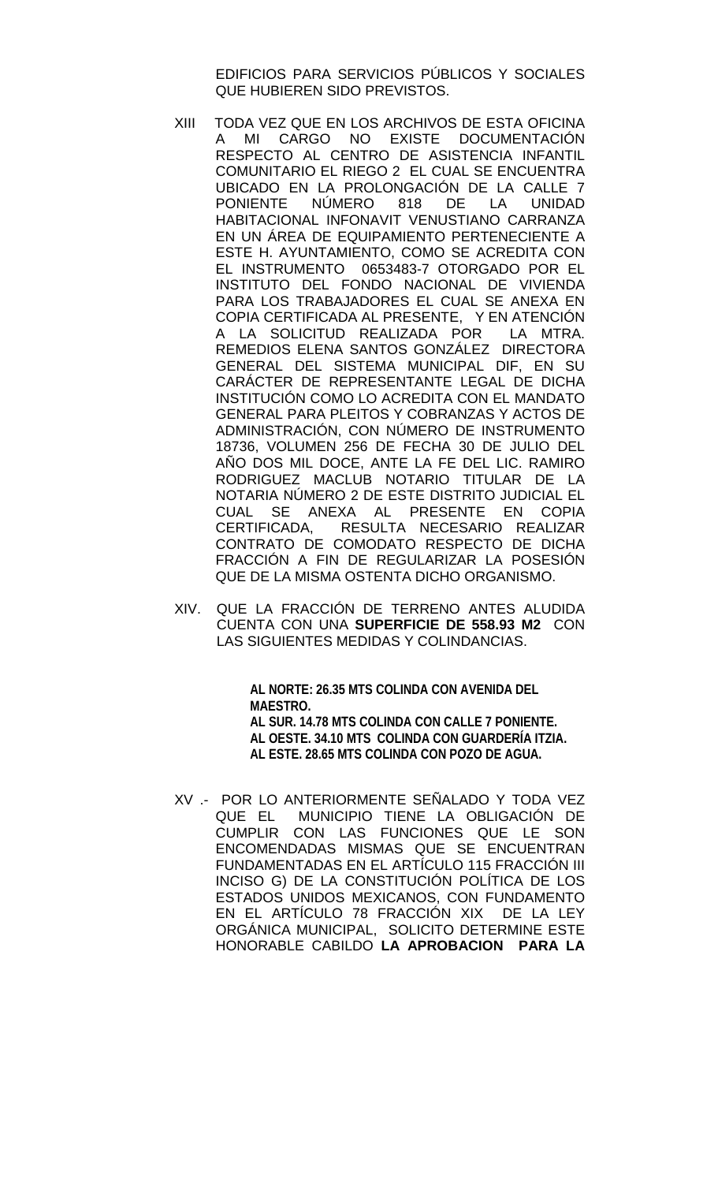EDIFICIOS PARA SERVICIOS PÚBLICOS Y SOCIALES QUE HUBIEREN SIDO PREVISTOS.

XIII TODA VEZ QUE EN LOS ARCHIVOS DE ESTA OFICINA A MI CARGO NO EXISTE DOCUMENTACIÓN RESPECTO AL CENTRO DE ASISTENCIA INFANTIL COMUNITARIO EL RIEGO 2 EL CUAL SE ENCUENTRA UBICADO EN LA PROLONGACIÓN DE LA CALLE 7 PONIENTE NÚMERO 818 DE LA UNIDAD HABITACIONAL INFONAVIT VENUSTIANO CARRANZA EN UN ÁREA DE EQUIPAMIENTO PERTENECIENTE A ESTE H. AYUNTAMIENTO, COMO SE ACREDITA CON EL INSTRUMENTO 0653483-7 OTORGADO POR EL INSTITUTO DEL FONDO NACIONAL DE VIVIENDA PARA LOS TRABAJADORES EL CUAL SE ANEXA EN COPIA CERTIFICADA AL PRESENTE, Y EN ATENCIÓN A LA SOLICITUD REALIZADA POR LA MTRA. REMEDIOS ELENA SANTOS GONZÁLEZ DIRECTORA GENERAL DEL SISTEMA MUNICIPAL DIF, EN SU CARÁCTER DE REPRESENTANTE LEGAL DE DICHA INSTITUCIÓN COMO LO ACREDITA CON EL MANDATO GENERAL PARA PLEITOS Y COBRANZAS Y ACTOS DE ADMINISTRACIÓN, CON NÚMERO DE INSTRUMENTO 18736, VOLUMEN 256 DE FECHA 30 DE JULIO DEL AÑO DOS MIL DOCE, ANTE LA FE DEL LIC. RAMIRO RODRIGUEZ MACLUB NOTARIO TITULAR DE LA NOTARIA NÚMERO 2 DE ESTE DISTRITO JUDICIAL EL CUAL SE ANEXA AL PRESENTE EN COPIA CERTIFICADA, RESULTA NECESARIO REALIZAR CONTRATO DE COMODATO RESPECTO DE DICHA FRACCIÓN A FIN DE REGULARIZAR LA POSESIÓN QUE DE LA MISMA OSTENTA DICHO ORGANISMO.

XIV. QUE LA FRACCIÓN DE TERRENO ANTES ALUDIDA CUENTA CON UNA **SUPERFICIE DE 558.93 M2** CON LAS SIGUIENTES MEDIDAS Y COLINDANCIAS.

**AL NORTE: 26.35 MTS COLINDA CON AVENIDA DEL MAESTRO.**
**AL SUR. 14.78 MTS COLINDA CON CALLE 7 PONIENTE.**
**AL OESTE. 34.10 MTS COLINDA CON GUARDERÍA ITZIA.**
**AL ESTE. 28.65 MTS COLINDA CON POZO DE AGUA.**

XV .- POR LO ANTERIORMENTE SEÑALADO Y TODA VEZ QUE EL MUNICIPIO TIENE LA OBLIGACIÓN DE CUMPLIR CON LAS FUNCIONES QUE LE SON ENCOMENDADAS MISMAS QUE SE ENCUENTRAN FUNDAMENTADAS EN EL ARTÍCULO 115 FRACCIÓN III INCISO G) DE LA CONSTITUCIÓN POLÍTICA DE LOS ESTADOS UNIDOS MEXICANOS, CON FUNDAMENTO EN EL ARTÍCULO 78 FRACCIÓN XIX DE LA LEY ORGÁNICA MUNICIPAL, SOLICITO DETERMINE ESTE HONORABLE CABILDO **LA APROBACION PARA LA**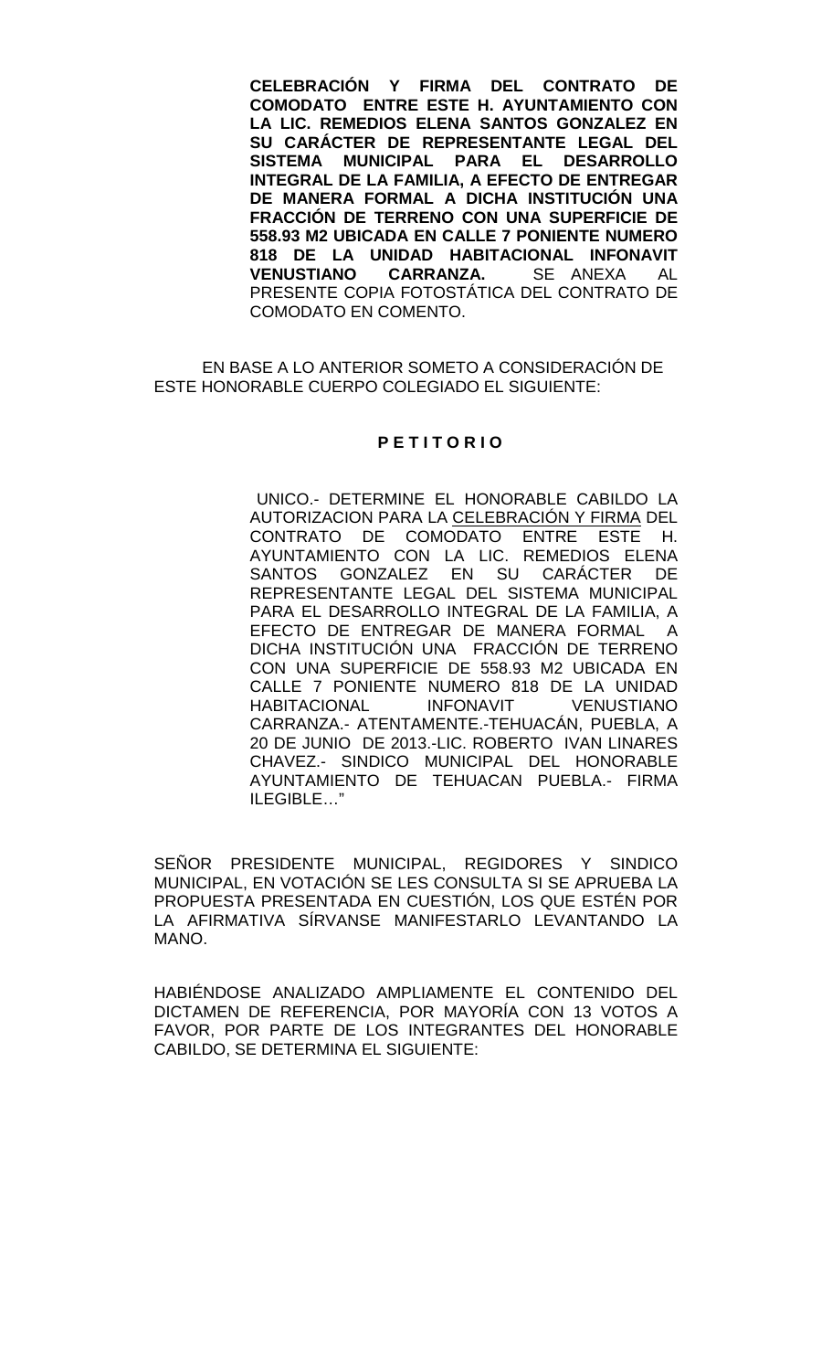**CELEBRACIÓN Y FIRMA DEL CONTRATO DE COMODATO ENTRE ESTE H. AYUNTAMIENTO CON LA LIC. REMEDIOS ELENA SANTOS GONZALEZ EN SU CARÁCTER DE REPRESENTANTE LEGAL DEL SISTEMA MUNICIPAL PARA EL DESARROLLO INTEGRAL DE LA FAMILIA, A EFECTO DE ENTREGAR DE MANERA FORMAL A DICHA INSTITUCIÓN UNA FRACCIÓN DE TERRENO CON UNA SUPERFICIE DE 558.93 M2 UBICADA EN CALLE 7 PONIENTE NUMERO 818 DE LA UNIDAD HABITACIONAL INFONAVIT VENUSTIANO CARRANZA.** SE ANEXA AL PRESENTE COPIA FOTOSTÁTICA DEL CONTRATO DE COMODATO EN COMENTO.

EN BASE A LO ANTERIOR SOMETO A CONSIDERACIÓN DE ESTE HONORABLE CUERPO COLEGIADO EL SIGUIENTE:

**P E T I T O R I O**

UNICO.- DETERMINE EL HONORABLE CABILDO LA AUTORIZACION PARA LA CELEBRACIÓN Y FIRMA DEL CONTRATO DE COMODATO ENTRE ESTE H. AYUNTAMIENTO CON LA LIC. REMEDIOS ELENA SANTOS GONZALEZ EN SU CARÁCTER DE REPRESENTANTE LEGAL DEL SISTEMA MUNICIPAL PARA EL DESARROLLO INTEGRAL DE LA FAMILIA, A EFECTO DE ENTREGAR DE MANERA FORMAL A DICHA INSTITUCIÓN UNA FRACCIÓN DE TERRENO CON UNA SUPERFICIE DE 558.93 M2 UBICADA EN CALLE 7 PONIENTE NUMERO 818 DE LA UNIDAD HABITACIONAL INFONAVIT VENUSTIANO CARRANZA.- ATENTAMENTE.-TEHUACÁN, PUEBLA, A 20 DE JUNIO DE 2013.-LIC. ROBERTO IVAN LINARES CHAVEZ.- SINDICO MUNICIPAL DEL HONORABLE AYUNTAMIENTO DE TEHUACAN PUEBLA.- FIRMA ILEGIBLE…"

SEÑOR PRESIDENTE MUNICIPAL, REGIDORES Y SINDICO MUNICIPAL, EN VOTACIÓN SE LES CONSULTA SI SE APRUEBA LA PROPUESTA PRESENTADA EN CUESTIÓN, LOS QUE ESTÉN POR LA AFIRMATIVA SÍRVANSE MANIFESTARLO LEVANTANDO LA MANO.

HABIÉNDOSE ANALIZADO AMPLIAMENTE EL CONTENIDO DEL DICTAMEN DE REFERENCIA, POR MAYORÍA CON 13 VOTOS A FAVOR, POR PARTE DE LOS INTEGRANTES DEL HONORABLE CABILDO, SE DETERMINA EL SIGUIENTE: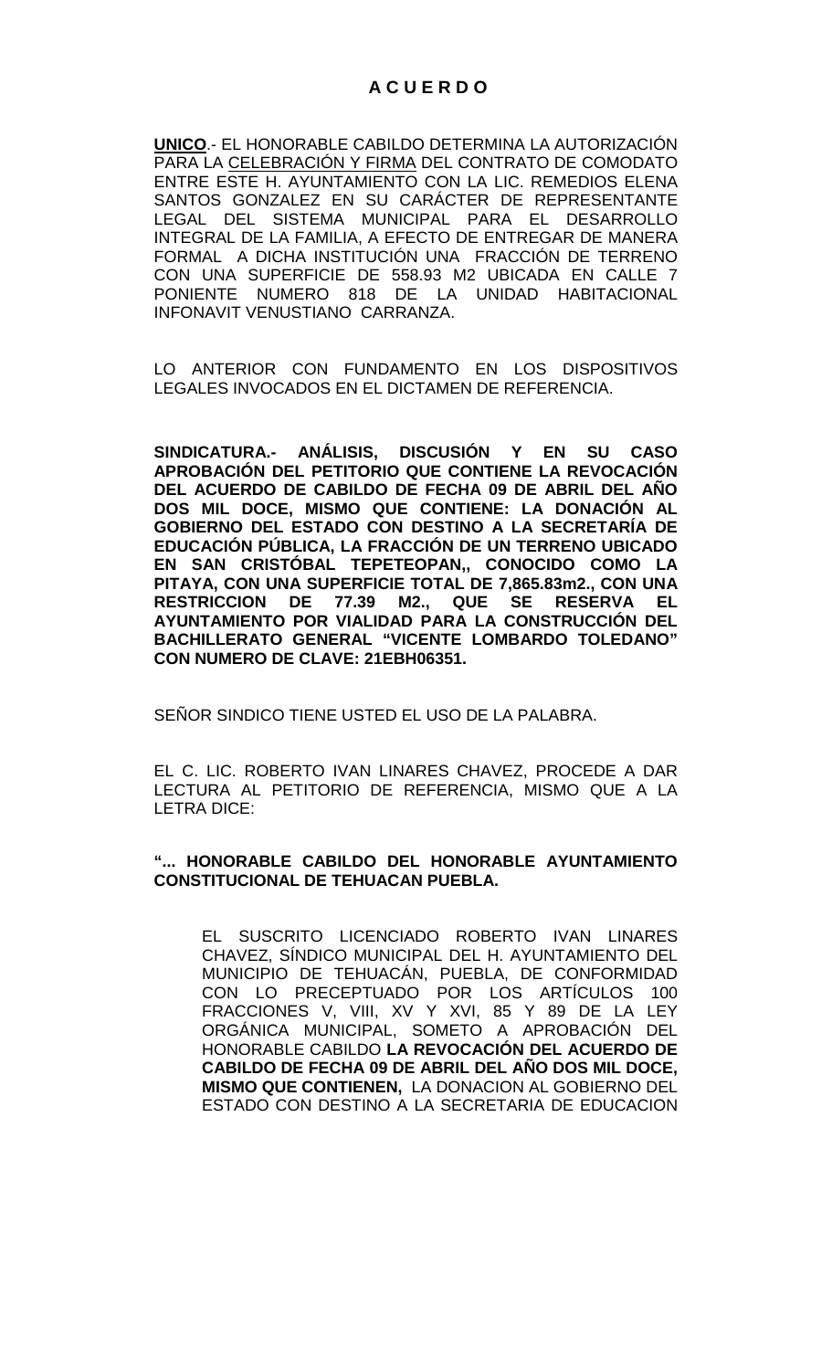# A C U E R D O

**UNICO**.- EL HONORABLE CABILDO DETERMINA LA AUTORIZACIÓN PARA LA CELEBRACIÓN Y FIRMA DEL CONTRATO DE COMODATO ENTRE ESTE H. AYUNTAMIENTO CON LA LIC. REMEDIOS ELENA SANTOS GONZALEZ EN SU CARÁCTER DE REPRESENTANTE LEGAL DEL SISTEMA MUNICIPAL PARA EL DESARROLLO INTEGRAL DE LA FAMILIA, A EFECTO DE ENTREGAR DE MANERA FORMAL A DICHA INSTITUCIÓN UNA FRACCIÓN DE TERRENO CON UNA SUPERFICIE DE 558.93 M2 UBICADA EN CALLE 7 PONIENTE NUMERO 818 DE LA UNIDAD HABITACIONAL INFONAVIT VENUSTIANO CARRANZA.

LO ANTERIOR CON FUNDAMENTO EN LOS DISPOSITIVOS LEGALES INVOCADOS EN EL DICTAMEN DE REFERENCIA.

**SINDICATURA.- ANÁLISIS, DISCUSIÓN Y EN SU CASO APROBACIÓN DEL PETITORIO QUE CONTIENE LA REVOCACIÓN DEL ACUERDO DE CABILDO DE FECHA 09 DE ABRIL DEL AÑO DOS MIL DOCE, MISMO QUE CONTIENE: LA DONACIÓN AL GOBIERNO DEL ESTADO CON DESTINO A LA SECRETARÍA DE EDUCACIÓN PÚBLICA, LA FRACCIÓN DE UN TERRENO UBICADO EN SAN CRISTÓBAL TEPETEOPAN,, CONOCIDO COMO LA PITAYA, CON UNA SUPERFICIE TOTAL DE 7,865.83m2., CON UNA RESTRICCION DE 77.39 M2., QUE SE RESERVA EL AYUNTAMIENTO POR VIALIDAD PARA LA CONSTRUCCIÓN DEL BACHILLERATO GENERAL "VICENTE LOMBARDO TOLEDANO" CON NUMERO DE CLAVE: 21EBH06351.**

SEÑOR SINDICO TIENE USTED EL USO DE LA PALABRA.

EL C. LIC. ROBERTO IVAN LINARES CHAVEZ, PROCEDE A DAR LECTURA AL PETITORIO DE REFERENCIA, MISMO QUE A LA LETRA DICE:

**"... HONORABLE CABILDO DEL HONORABLE AYUNTAMIENTO CONSTITUCIONAL DE TEHUACAN PUEBLA.**

EL SUSCRITO LICENCIADO ROBERTO IVAN LINARES CHAVEZ, SÍNDICO MUNICIPAL DEL H. AYUNTAMIENTO DEL MUNICIPIO DE TEHUACÁN, PUEBLA, DE CONFORMIDAD CON LO PRECEPTUADO POR LOS ARTÍCULOS 100 FRACCIONES V, VIII, XV Y XVI, 85 Y 89 DE LA LEY ORGÁNICA MUNICIPAL, SOMETO A APROBACIÓN DEL HONORABLE CABILDO **LA REVOCACIÓN DEL ACUERDO DE CABILDO DE FECHA 09 DE ABRIL DEL AÑO DOS MIL DOCE, MISMO QUE CONTIENEN,** LA DONACION AL GOBIERNO DEL ESTADO CON DESTINO A LA SECRETARIA DE EDUCACION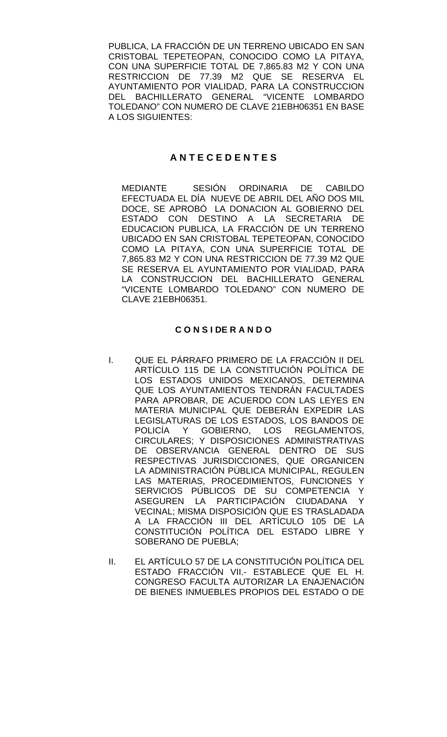PUBLICA, LA FRACCIÓN DE UN TERRENO UBICADO EN SAN CRISTOBAL TEPETEOPAN, CONOCIDO COMO LA PITAYA, CON UNA SUPERFICIE TOTAL DE 7,865.83 M2 Y CON UNA RESTRICCION DE 77.39 M2 QUE SE RESERVA EL AYUNTAMIENTO POR VIALIDAD, PARA LA CONSTRUCCION DEL BACHILLERATO GENERAL "VICENTE LOMBARDO TOLEDANO" CON NUMERO DE CLAVE 21EBH06351 EN BASE A LOS SIGUIENTES:

## A N T E C E D E N T E S

MEDIANTE SESIÓN ORDINARIA DE CABILDO EFECTUADA EL DÍA NUEVE DE ABRIL DEL AÑO DOS MIL DOCE, SE APROBÓ LA DONACION AL GOBIERNO DEL ESTADO CON DESTINO A LA SECRETARIA DE EDUCACION PUBLICA, LA FRACCIÓN DE UN TERRENO UBICADO EN SAN CRISTOBAL TEPETEOPAN, CONOCIDO COMO LA PITAYA, CON UNA SUPERFICIE TOTAL DE 7,865.83 M2 Y CON UNA RESTRICCION DE 77.39 M2 QUE SE RESERVA EL AYUNTAMIENTO POR VIALIDAD, PARA LA CONSTRUCCION DEL BACHILLERATO GENERAL "VICENTE LOMBARDO TOLEDANO" CON NUMERO DE CLAVE 21EBH06351.

## C O N S I DE R A N D O

I. QUE EL PÁRRAFO PRIMERO DE LA FRACCIÓN II DEL ARTÍCULO 115 DE LA CONSTITUCIÓN POLÍTICA DE LOS ESTADOS UNIDOS MEXICANOS, DETERMINA QUE LOS AYUNTAMIENTOS TENDRÁN FACULTADES PARA APROBAR, DE ACUERDO CON LAS LEYES EN MATERIA MUNICIPAL QUE DEBERÁN EXPEDIR LAS LEGISLATURAS DE LOS ESTADOS, LOS BANDOS DE POLICÍA Y GOBIERNO, LOS REGLAMENTOS, CIRCULARES; Y DISPOSICIONES ADMINISTRATIVAS DE OBSERVANCIA GENERAL DENTRO DE SUS RESPECTIVAS JURISDICCIONES, QUE ORGANICEN LA ADMINISTRACIÓN PÚBLICA MUNICIPAL, REGULEN LAS MATERIAS, PROCEDIMIENTOS, FUNCIONES Y SERVICIOS PÚBLICOS DE SU COMPETENCIA Y ASEGUREN LA PARTICIPACIÓN CIUDADANA Y VECINAL; MISMA DISPOSICIÓN QUE ES TRASLADADA A LA FRACCIÓN III DEL ARTÍCULO 105 DE LA CONSTITUCIÓN POLÍTICA DEL ESTADO LIBRE Y SOBERANO DE PUEBLA;

II. EL ARTÍCULO 57 DE LA CONSTITUCIÓN POLÍTICA DEL ESTADO FRACCIÓN VII.- ESTABLECE QUE EL H. CONGRESO FACULTA AUTORIZAR LA ENAJENACIÓN DE BIENES INMUEBLES PROPIOS DEL ESTADO O DE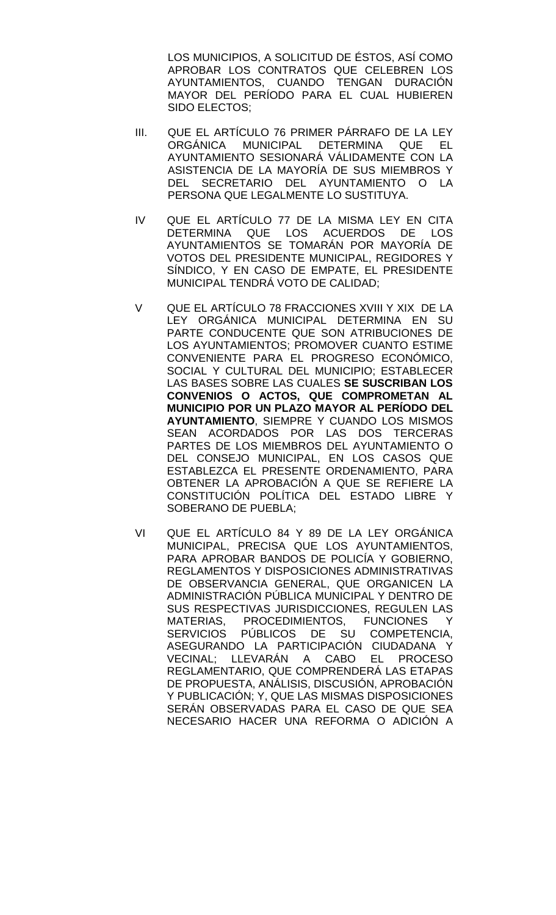LOS MUNICIPIOS, A SOLICITUD DE ÉSTOS, ASÍ COMO APROBAR LOS CONTRATOS QUE CELEBREN LOS AYUNTAMIENTOS, CUANDO TENGAN DURACIÓN MAYOR DEL PERÍODO PARA EL CUAL HUBIEREN SIDO ELECTOS;

III. QUE EL ARTÍCULO 76 PRIMER PÁRRAFO DE LA LEY ORGÁNICA MUNICIPAL DETERMINA QUE EL AYUNTAMIENTO SESIONARÁ VÁLIDAMENTE CON LA ASISTENCIA DE LA MAYORÍA DE SUS MIEMBROS Y DEL SECRETARIO DEL AYUNTAMIENTO O LA PERSONA QUE LEGALMENTE LO SUSTITUYA.

IV QUE EL ARTÍCULO 77 DE LA MISMA LEY EN CITA DETERMINA QUE LOS ACUERDOS DE LOS AYUNTAMIENTOS SE TOMARÁN POR MAYORÍA DE VOTOS DEL PRESIDENTE MUNICIPAL, REGIDORES Y SÍNDICO, Y EN CASO DE EMPATE, EL PRESIDENTE MUNICIPAL TENDRÁ VOTO DE CALIDAD;

V QUE EL ARTÍCULO 78 FRACCIONES XVIII Y XIX DE LA LEY ORGÁNICA MUNICIPAL DETERMINA EN SU PARTE CONDUCENTE QUE SON ATRIBUCIONES DE LOS AYUNTAMIENTOS; PROMOVER CUANTO ESTIME CONVENIENTE PARA EL PROGRESO ECONÓMICO, SOCIAL Y CULTURAL DEL MUNICIPIO; ESTABLECER LAS BASES SOBRE LAS CUALES **SE SUSCRIBAN LOS CONVENIOS O ACTOS, QUE COMPROMETAN AL MUNICIPIO POR UN PLAZO MAYOR AL PERÍODO DEL AYUNTAMIENTO**, SIEMPRE Y CUANDO LOS MISMOS SEAN ACORDADOS POR LAS DOS TERCERAS PARTES DE LOS MIEMBROS DEL AYUNTAMIENTO O DEL CONSEJO MUNICIPAL, EN LOS CASOS QUE ESTABLEZCA EL PRESENTE ORDENAMIENTO, PARA OBTENER LA APROBACIÓN A QUE SE REFIERE LA CONSTITUCIÓN POLÍTICA DEL ESTADO LIBRE Y SOBERANO DE PUEBLA;

VI QUE EL ARTÍCULO 84 Y 89 DE LA LEY ORGÁNICA MUNICIPAL, PRECISA QUE LOS AYUNTAMIENTOS, PARA APROBAR BANDOS DE POLICÍA Y GOBIERNO, REGLAMENTOS Y DISPOSICIONES ADMINISTRATIVAS DE OBSERVANCIA GENERAL, QUE ORGANICEN LA ADMINISTRACIÓN PÚBLICA MUNICIPAL Y DENTRO DE SUS RESPECTIVAS JURISDICCIONES, REGULEN LAS MATERIAS, PROCEDIMIENTOS, FUNCIONES Y SERVICIOS PÚBLICOS DE SU COMPETENCIA, ASEGURANDO LA PARTICIPACIÓN CIUDADANA Y VECINAL; LLEVARÁN A CABO EL PROCESO REGLAMENTARIO, QUE COMPRENDERÁ LAS ETAPAS DE PROPUESTA, ANÁLISIS, DISCUSIÓN, APROBACIÓN Y PUBLICACIÓN; Y, QUE LAS MISMAS DISPOSICIONES SERÁN OBSERVADAS PARA EL CASO DE QUE SEA NECESARIO HACER UNA REFORMA O ADICIÓN A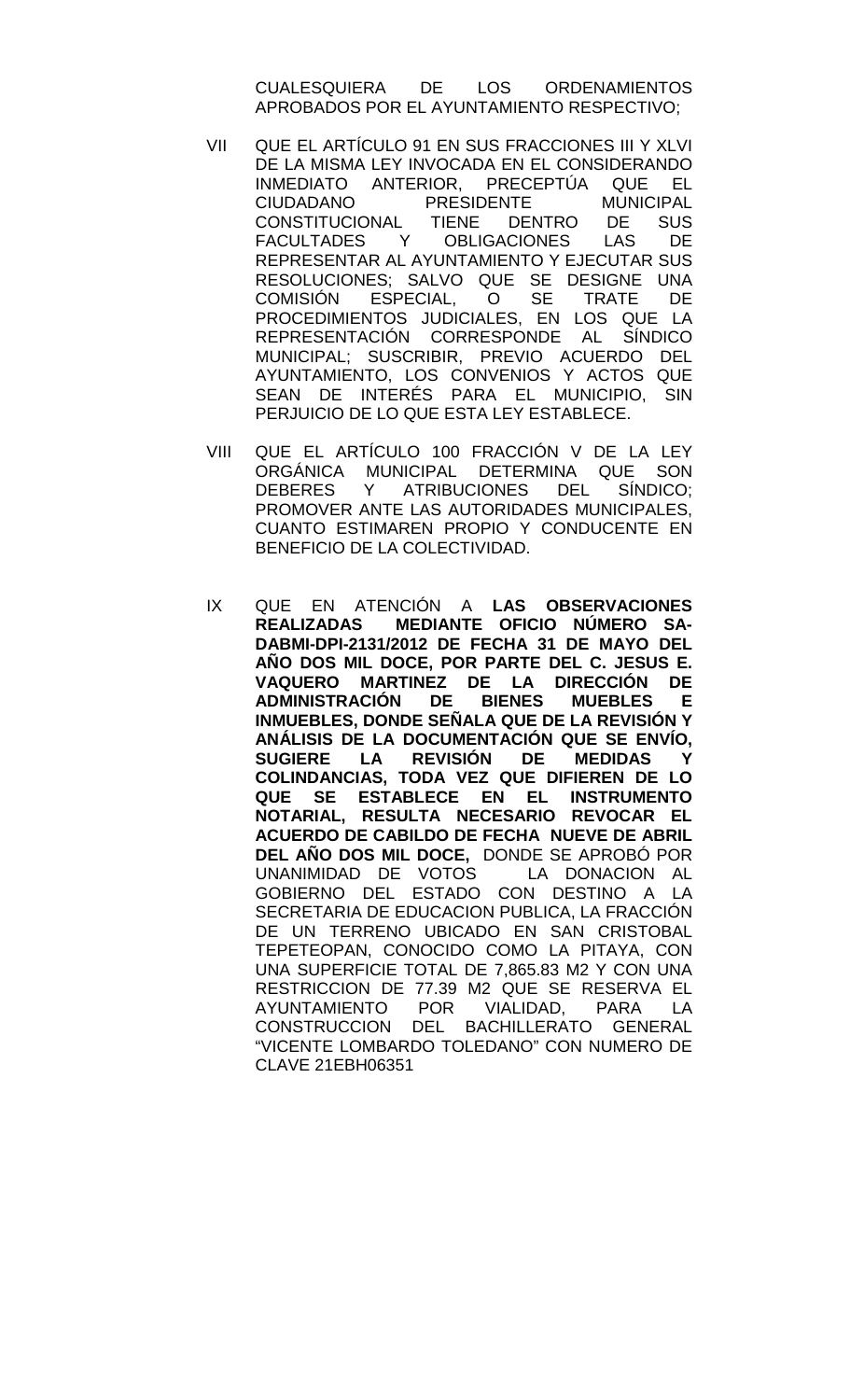CUALESQUIERA DE LOS ORDENAMIENTOS APROBADOS POR EL AYUNTAMIENTO RESPECTIVO;

VII QUE EL ARTÍCULO 91 EN SUS FRACCIONES III Y XLVI DE LA MISMA LEY INVOCADA EN EL CONSIDERANDO INMEDIATO ANTERIOR, PRECEPTÚA QUE EL CIUDADANO PRESIDENTE MUNICIPAL CONSTITUCIONAL TIENE DENTRO DE SUS FACULTADES Y OBLIGACIONES LAS DE REPRESENTAR AL AYUNTAMIENTO Y EJECUTAR SUS RESOLUCIONES; SALVO QUE SE DESIGNE UNA COMISIÓN ESPECIAL, O SE TRATE DE PROCEDIMIENTOS JUDICIALES, EN LOS QUE LA REPRESENTACIÓN CORRESPONDE AL SÍNDICO MUNICIPAL; SUSCRIBIR, PREVIO ACUERDO DEL AYUNTAMIENTO, LOS CONVENIOS Y ACTOS QUE SEAN DE INTERÉS PARA EL MUNICIPIO, SIN PERJUICIO DE LO QUE ESTA LEY ESTABLECE.

VIII QUE EL ARTÍCULO 100 FRACCIÓN V DE LA LEY ORGÁNICA MUNICIPAL DETERMINA QUE SON DEBERES Y ATRIBUCIONES DEL SÍNDICO; PROMOVER ANTE LAS AUTORIDADES MUNICIPALES, CUANTO ESTIMAREN PROPIO Y CONDUCENTE EN BENEFICIO DE LA COLECTIVIDAD.

IX QUE EN ATENCIÓN A **LAS OBSERVACIONES REALIZADAS MEDIANTE OFICIO NÚMERO SA-DABMI-DPI-2131/2012 DE FECHA 31 DE MAYO DEL AÑO DOS MIL DOCE, POR PARTE DEL C. JESUS E. VAQUERO MARTINEZ DE LA DIRECCIÓN DE ADMINISTRACIÓN DE BIENES MUEBLES E INMUEBLES, DONDE SEÑALA QUE DE LA REVISIÓN Y ANÁLISIS DE LA DOCUMENTACIÓN QUE SE ENVÍO, SUGIERE LA REVISIÓN DE MEDIDAS Y COLINDANCIAS, TODA VEZ QUE DIFIEREN DE LO QUE SE ESTABLECE EN EL INSTRUMENTO NOTARIAL, RESULTA NECESARIO REVOCAR EL ACUERDO DE CABILDO DE FECHA NUEVE DE ABRIL DEL AÑO DOS MIL DOCE,** DONDE SE APROBÓ POR UNANIMIDAD DE VOTOS LA DONACION AL GOBIERNO DEL ESTADO CON DESTINO A LA SECRETARIA DE EDUCACION PUBLICA, LA FRACCIÓN DE UN TERRENO UBICADO EN SAN CRISTOBAL TEPETEOPAN, CONOCIDO COMO LA PITAYA, CON UNA SUPERFICIE TOTAL DE 7,865.83 M2 Y CON UNA RESTRICCION DE 77.39 M2 QUE SE RESERVA EL AYUNTAMIENTO POR VIALIDAD, PARA LA CONSTRUCCION DEL BACHILLERATO GENERAL "VICENTE LOMBARDO TOLEDANO" CON NUMERO DE CLAVE 21EBH06351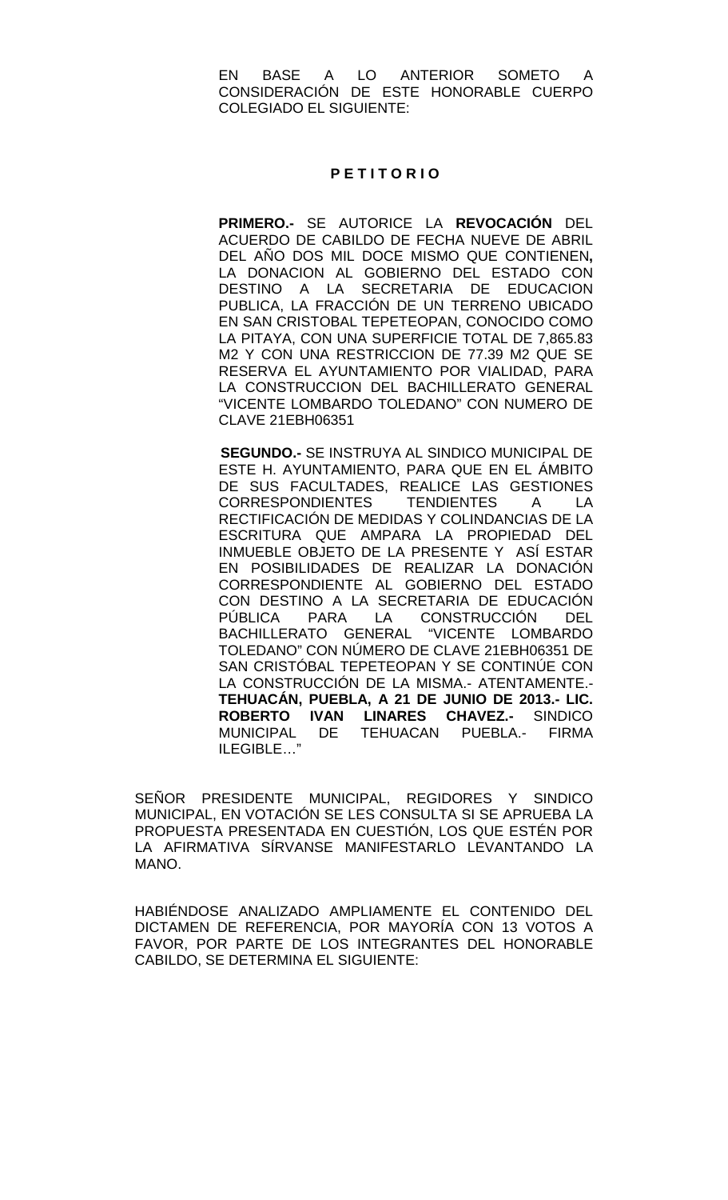EN BASE A LO ANTERIOR SOMETO A CONSIDERACIÓN DE ESTE HONORABLE CUERPO COLEGIADO EL SIGUIENTE:

**P E T I T O R I O**

**PRIMERO.-** SE AUTORICE LA **REVOCACIÓN** DEL ACUERDO DE CABILDO DE FECHA NUEVE DE ABRIL DEL AÑO DOS MIL DOCE MISMO QUE CONTIENEN**,** LA DONACION AL GOBIERNO DEL ESTADO CON DESTINO A LA SECRETARIA DE EDUCACION PUBLICA, LA FRACCIÓN DE UN TERRENO UBICADO EN SAN CRISTOBAL TEPETEOPAN, CONOCIDO COMO LA PITAYA, CON UNA SUPERFICIE TOTAL DE 7,865.83 M2 Y CON UNA RESTRICCION DE 77.39 M2 QUE SE RESERVA EL AYUNTAMIENTO POR VIALIDAD, PARA LA CONSTRUCCION DEL BACHILLERATO GENERAL "VICENTE LOMBARDO TOLEDANO" CON NUMERO DE CLAVE 21EBH06351

**SEGUNDO.-** SE INSTRUYA AL SINDICO MUNICIPAL DE ESTE H. AYUNTAMIENTO, PARA QUE EN EL ÁMBITO DE SUS FACULTADES, REALICE LAS GESTIONES CORRESPONDIENTES TENDIENTES A LA RECTIFICACIÓN DE MEDIDAS Y COLINDANCIAS DE LA ESCRITURA QUE AMPARA LA PROPIEDAD DEL INMUEBLE OBJETO DE LA PRESENTE Y ASÍ ESTAR EN POSIBILIDADES DE REALIZAR LA DONACIÓN CORRESPONDIENTE AL GOBIERNO DEL ESTADO CON DESTINO A LA SECRETARIA DE EDUCACIÓN PÚBLICA PARA LA CONSTRUCCIÓN DEL BACHILLERATO GENERAL "VICENTE LOMBARDO TOLEDANO" CON NÚMERO DE CLAVE 21EBH06351 DE SAN CRISTÓBAL TEPETEOPAN Y SE CONTINÚE CON LA CONSTRUCCIÓN DE LA MISMA.- ATENTAMENTE.- **TEHUACÁN, PUEBLA, A 21 DE JUNIO DE 2013.- LIC. ROBERTO IVAN LINARES CHAVEZ.-** SINDICO MUNICIPAL DE TEHUACAN PUEBLA.- FIRMA ILEGIBLE…"

SEÑOR PRESIDENTE MUNICIPAL, REGIDORES Y SINDICO MUNICIPAL, EN VOTACIÓN SE LES CONSULTA SI SE APRUEBA LA PROPUESTA PRESENTADA EN CUESTIÓN, LOS QUE ESTÉN POR LA AFIRMATIVA SÍRVANSE MANIFESTARLO LEVANTANDO LA MANO.

HABIÉNDOSE ANALIZADO AMPLIAMENTE EL CONTENIDO DEL DICTAMEN DE REFERENCIA, POR MAYORÍA CON 13 VOTOS A FAVOR, POR PARTE DE LOS INTEGRANTES DEL HONORABLE CABILDO, SE DETERMINA EL SIGUIENTE: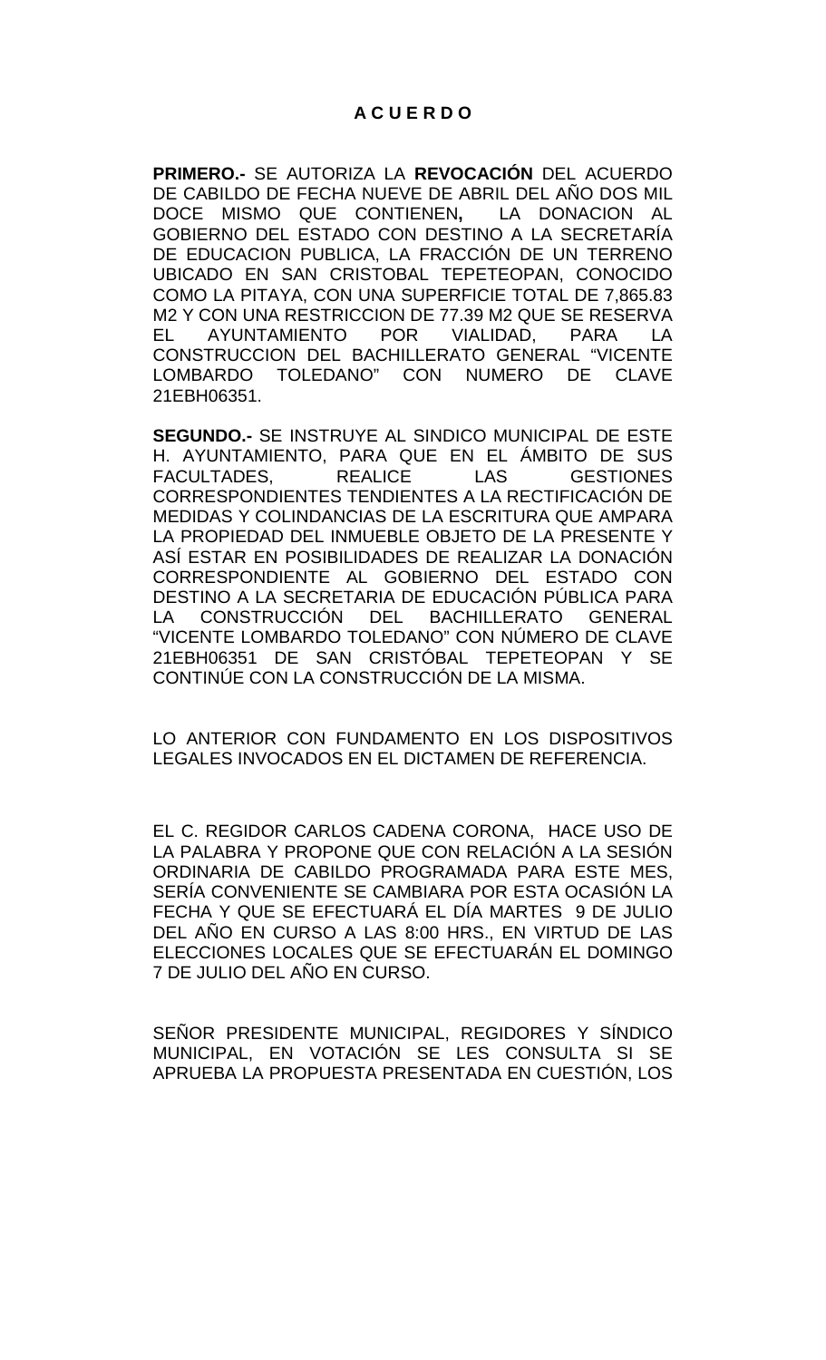# A C U E R D O

**PRIMERO.-** SE AUTORIZA LA **REVOCACIÓN** DEL ACUERDO DE CABILDO DE FECHA NUEVE DE ABRIL DEL AÑO DOS MIL DOCE MISMO QUE CONTIENEN**,** LA DONACION AL GOBIERNO DEL ESTADO CON DESTINO A LA SECRETARÍA DE EDUCACION PUBLICA, LA FRACCIÓN DE UN TERRENO UBICADO EN SAN CRISTOBAL TEPETEOPAN, CONOCIDO COMO LA PITAYA, CON UNA SUPERFICIE TOTAL DE 7,865.83 M2 Y CON UNA RESTRICCION DE 77.39 M2 QUE SE RESERVA EL AYUNTAMIENTO POR VIALIDAD, PARA LA CONSTRUCCION DEL BACHILLERATO GENERAL "VICENTE LOMBARDO TOLEDANO" CON NUMERO DE CLAVE 21EBH06351.

**SEGUNDO.-** SE INSTRUYE AL SINDICO MUNICIPAL DE ESTE H. AYUNTAMIENTO, PARA QUE EN EL ÁMBITO DE SUS FACULTADES, REALICE LAS GESTIONES CORRESPONDIENTES TENDIENTES A LA RECTIFICACIÓN DE MEDIDAS Y COLINDANCIAS DE LA ESCRITURA QUE AMPARA LA PROPIEDAD DEL INMUEBLE OBJETO DE LA PRESENTE Y ASÍ ESTAR EN POSIBILIDADES DE REALIZAR LA DONACIÓN CORRESPONDIENTE AL GOBIERNO DEL ESTADO CON DESTINO A LA SECRETARIA DE EDUCACIÓN PÚBLICA PARA LA CONSTRUCCIÓN DEL BACHILLERATO GENERAL "VICENTE LOMBARDO TOLEDANO" CON NÚMERO DE CLAVE 21EBH06351 DE SAN CRISTÓBAL TEPETEOPAN Y SE CONTINÚE CON LA CONSTRUCCIÓN DE LA MISMA.

LO ANTERIOR CON FUNDAMENTO EN LOS DISPOSITIVOS LEGALES INVOCADOS EN EL DICTAMEN DE REFERENCIA.

EL C. REGIDOR CARLOS CADENA CORONA, HACE USO DE LA PALABRA Y PROPONE QUE CON RELACIÓN A LA SESIÓN ORDINARIA DE CABILDO PROGRAMADA PARA ESTE MES, SERÍA CONVENIENTE SE CAMBIARA POR ESTA OCASIÓN LA FECHA Y QUE SE EFECTUARÁ EL DÍA MARTES 9 DE JULIO DEL AÑO EN CURSO A LAS 8:00 HRS., EN VIRTUD DE LAS ELECCIONES LOCALES QUE SE EFECTUARÁN EL DOMINGO 7 DE JULIO DEL AÑO EN CURSO.

SEÑOR PRESIDENTE MUNICIPAL, REGIDORES Y SÍNDICO MUNICIPAL, EN VOTACIÓN SE LES CONSULTA SI SE APRUEBA LA PROPUESTA PRESENTADA EN CUESTIÓN, LOS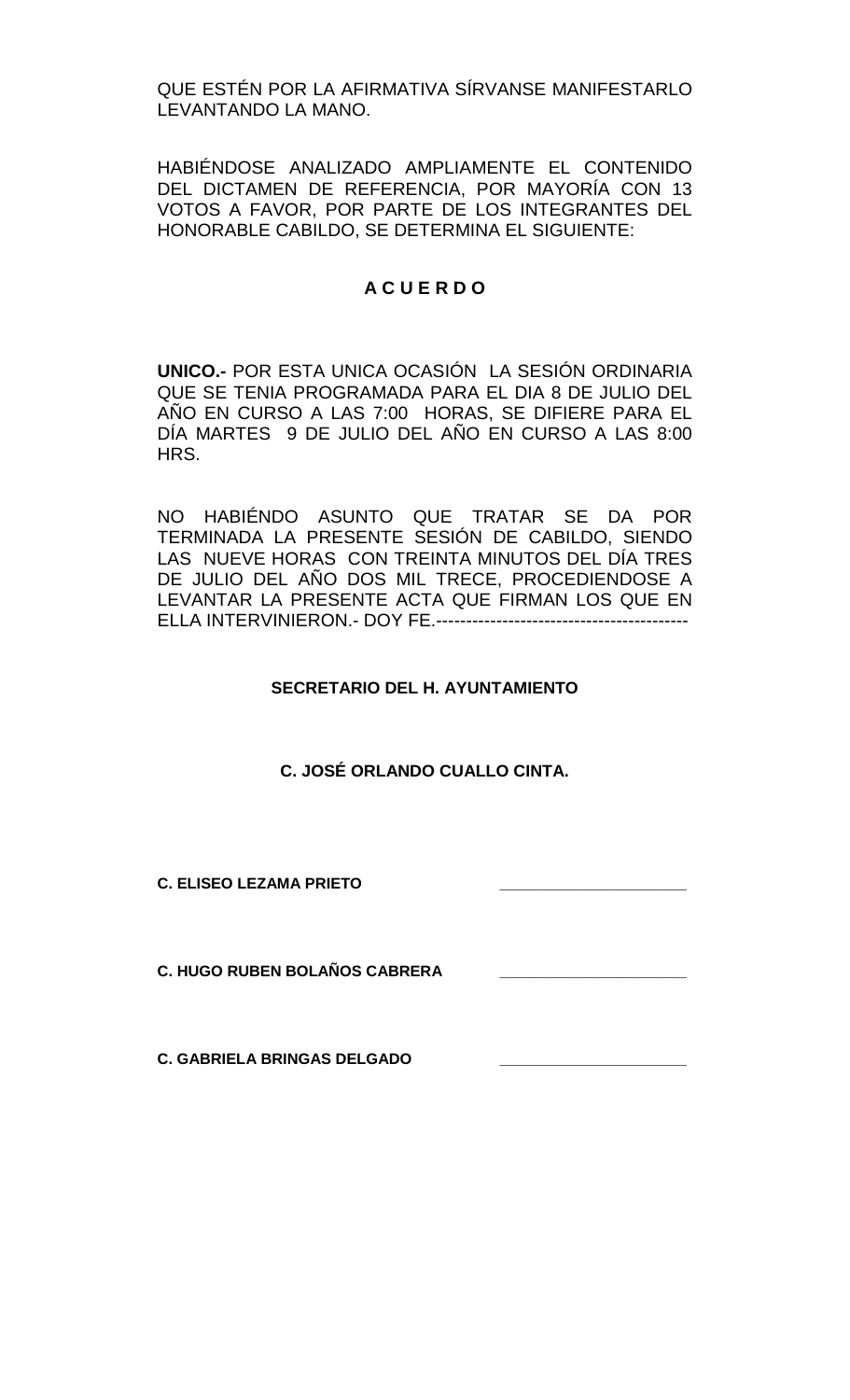QUE ESTÉN POR LA AFIRMATIVA SÍRVANSE MANIFESTARLO LEVANTANDO LA MANO.

HABIÉNDOSE ANALIZADO AMPLIAMENTE EL CONTENIDO DEL DICTAMEN DE REFERENCIA, POR MAYORÍA CON 13 VOTOS A FAVOR, POR PARTE DE LOS INTEGRANTES DEL HONORABLE CABILDO, SE DETERMINA EL SIGUIENTE:

**A C U E R D O**

**UNICO.-** POR ESTA UNICA OCASIÓN LA SESIÓN ORDINARIA QUE SE TENIA PROGRAMADA PARA EL DIA 8 DE JULIO DEL AÑO EN CURSO A LAS 7:00 HORAS, SE DIFIERE PARA EL DÍA MARTES 9 DE JULIO DEL AÑO EN CURSO A LAS 8:00 HRS.

NO HABIÉNDO ASUNTO QUE TRATAR SE DA POR TERMINADA LA PRESENTE SESIÓN DE CABILDO, SIENDO LAS NUEVE HORAS CON TREINTA MINUTOS DEL DÍA TRES DE JULIO DEL AÑO DOS MIL TRECE, PROCEDIENDOSE A LEVANTAR LA PRESENTE ACTA QUE FIRMAN LOS QUE EN ELLA INTERVINIERON.- DOY FE.------------------------------------------

**SECRETARIO DEL H. AYUNTAMIENTO**

**C. JOSÉ ORLANDO CUALLO CINTA.**

**C. ELISEO LEZAMA PRIETO** _____________________

**C. HUGO RUBEN BOLAÑOS CABRERA** _____________________

**C. GABRIELA BRINGAS DELGADO** _____________________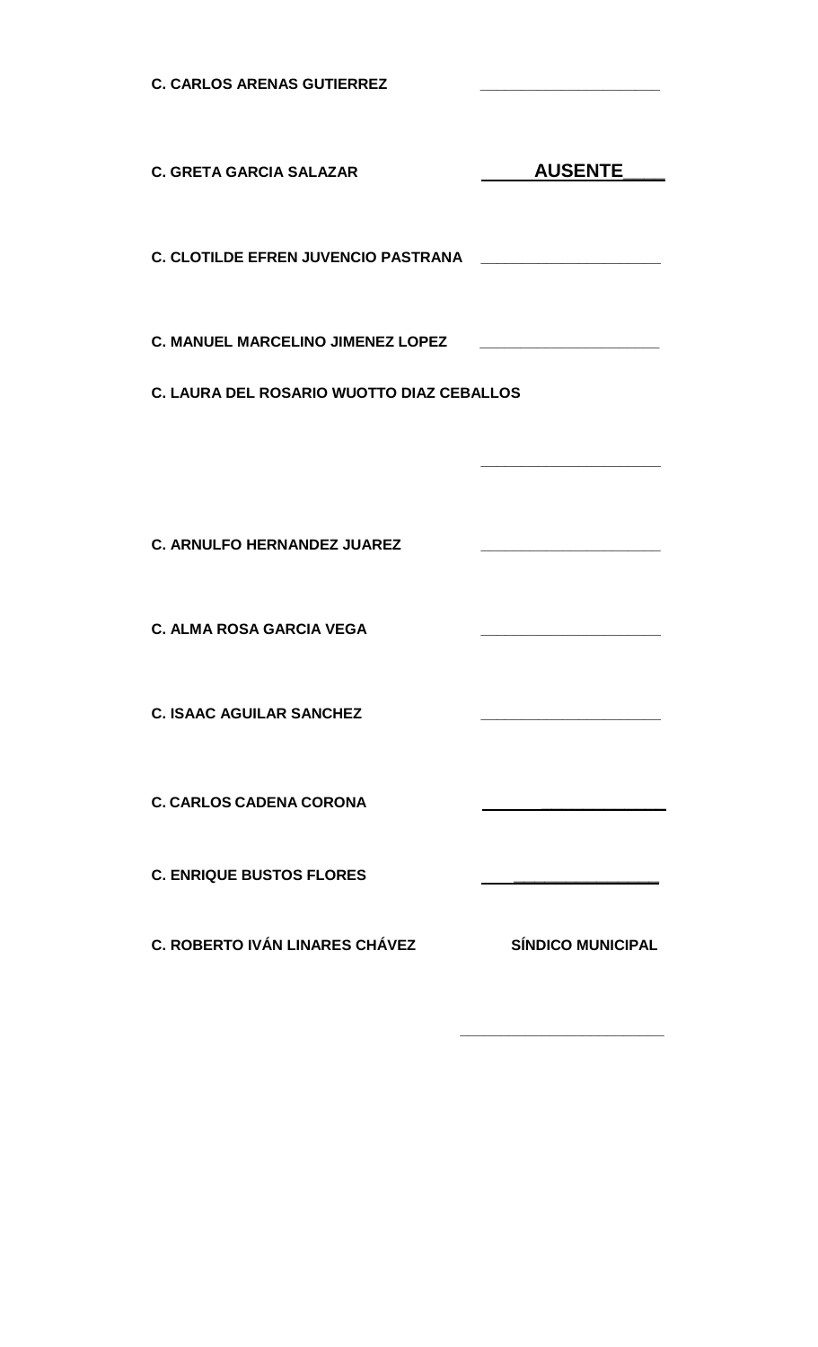**C. CARLOS ARENAS GUTIERREZ** ____________________

**C. GRETA GARCIA SALAZAR** **AUSENTE**

**C. CLOTILDE EFREN JUVENCIO PASTRANA** ____________________

**C. MANUEL MARCELINO JIMENEZ LOPEZ** ____________________

**C. LAURA DEL ROSARIO WUOTTO DIAZ CEBALLOS**

____________________

**C. ARNULFO HERNANDEZ JUAREZ** ____________________

**C. ALMA ROSA GARCIA VEGA** ____________________

**C. ISAAC AGUILAR SANCHEZ** ____________________

**C. CARLOS CADENA CORONA** ____________________

**C. ENRIQUE BUSTOS FLORES** ____________________

**C. ROBERTO IVÁN LINARES CHÁVEZ** **SÍNDICO MUNICIPAL**

____________________